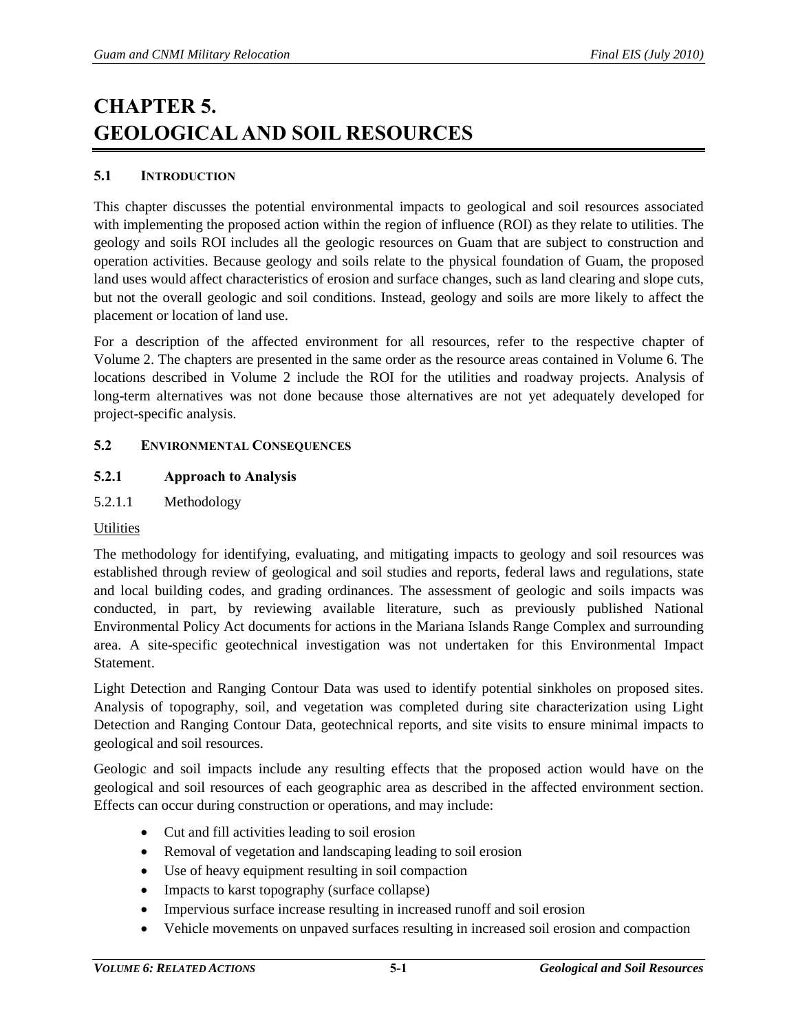# CHAPTER 5. GEOLOGICAL AND SOIL RESOURCES

## 5.1 INTRODUCTION

This chapter discusses the potential environmental impacts to geological and soil resources associated with implementing the proposed action within the region of influence (ROI) as they relate to utilities. The geology and soils ROI includes all the geologic resources on Guam that are subject to construction and operation activities. Because geology and soils relate to the physical foundation of Guam, the proposed land uses would affect characteristics of erosion and surface changes, such as land clearing and slope cuts, but not the overall geologic and soil conditions. Instead, geology and soils are more likely to affect the placement or location of land use.

For a description of the affected environment for all resources, refer to the respective chapter of Volume 2. The chapters are presented in the same order as the resource areas contained in Volume 6. The locations described in Volume 2 include the ROI for the utilities and roadway projects. Analysis of long-term alternatives was not done because those alternatives are not yet adequately developed for project-specific analysis.

## 5.2 ENVIRONMENTAL CONSEQUENCES

### 5.2.1 Approach to Analysis

#### 5.2.1.1 Methodology

Utilities

The methodology for identifying, evaluating, and mitigating impacts to geology and soil resources was established through review of geological and soil studies and reports, federal laws and regulations, state and local building codes, and grading ordinances. The assessment of geologic and soils impacts was conducted, in part, by reviewing available literature, such as previously published National Environmental Policy Act documents for actions in the Mariana Islands Range Complex and surrounding area. A site-specific geotechnical investigation was not undertaken for this Environmental Impact Statement.

Light Detection and Ranging Contour Data was used to identify potential sinkholes on proposed sites. Analysis of topography, soil, and vegetation was completed during site characterization using Light Detection and Ranging Contour Data, geotechnical reports, and site visits to ensure minimal impacts to geological and soil resources.

Geologic and soil impacts include any resulting effects that the proposed action would have on the geological and soil resources of each geographic area as described in the affected environment section. Effects can occur during construction or operations, and may include:

- Cut and fill activities leading to soil erosion
- Removal of vegetation and landscaping leading to soil erosion
- Use of heavy equipment resulting in soil compaction
- Impacts to karst topography (surface collapse)
- Impervious surface increase resulting in increased runoff and soil erosion
- Vehicle movements on unpaved surfaces resulting in increased soil erosion and compaction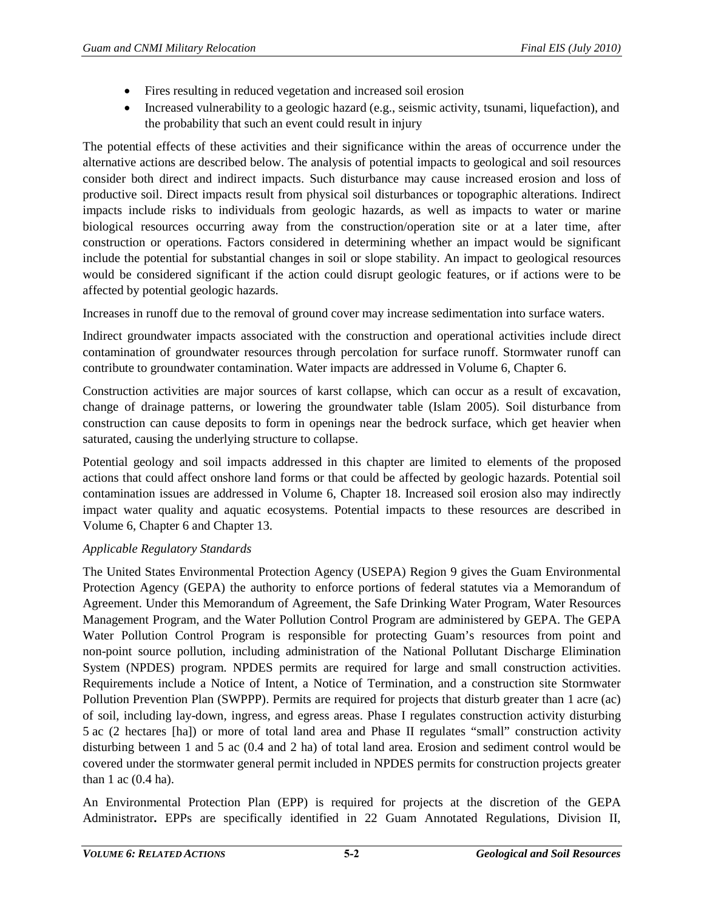- Fires resulting in reduced vegetation and increased soil erosion
- Increased vulnerability to a geologic hazard (e.g., seismic activity, tsunami, liquefaction), and the probability that such an event could result in injury

The potential effects of these activities and their significance within the areas of occurrence under the alternative actions are described below. The analysis of potential impacts to geological and soil resources consider both direct and indirect impacts. Such disturbance may cause increased erosion and loss of productive soil. Direct impacts result from physical soil disturbances or topographic alterations. Indirect impacts include risks to individuals from geologic hazards, as well as impacts to water or marine biological resources occurring away from the construction/operation site or at a later time, after construction or operations. Factors considered in determining whether an impact would be significant include the potential for substantial changes in soil or slope stability. An impact to geological resources would be considered significant if the action could disrupt geologic features, or if actions were to be affected by potential geologic hazards.

Increases in runoff due to the removal of ground cover may increase sedimentation into surface waters.

Indirect groundwater impacts associated with the construction and operational activities include direct contamination of groundwater resources through percolation for surface runoff. Stormwater runoff can contribute to groundwater contamination. Water impacts are addressed in Volume 6, Chapter 6.

Construction activities are major sources of karst collapse, which can occur as a result of excavation, change of drainage patterns, or lowering the groundwater table (Islam 2005). Soil disturbance from construction can cause deposits to form in openings near the bedrock surface, which get heavier when saturated, causing the underlying structure to collapse.

Potential geology and soil impacts addressed in this chapter are limited to elements of the proposed actions that could affect onshore land forms or that could be affected by geologic hazards. Potential soil contamination issues are addressed in Volume 6, Chapter 18. Increased soil erosion also may indirectly impact water quality and aquatic ecosystems. Potential impacts to these resources are described in Volume 6, Chapter 6 and Chapter 13.

*Applicable Regulatory Standards*

The United States Environmental Protection Agency (USEPA) Region 9 gives the Guam Environmental Protection Agency (GEPA) the authority to enforce portions of federal statutes via a Memorandum of Agreement. Under this Memorandum of Agreement, the Safe Drinking Water Program, Water Resources Management Program, and the Water Pollution Control Program are administered by GEPA. The GEPA Water Pollution Control Program is responsible for protecting Guam's resources from point and non-point source pollution, including administration of the National Pollutant Discharge Elimination System (NPDES) program. NPDES permits are required for large and small construction activities. Requirements include a Notice of Intent, a Notice of Termination, and a construction site Stormwater Pollution Prevention Plan (SWPPP). Permits are required for projects that disturb greater than 1 acre (ac) of soil, including lay-down, ingress, and egress areas. Phase I regulates construction activity disturbing 5 ac (2 hectares [ha]) or more of total land area and Phase II regulates "small" construction activity disturbing between 1 and 5 ac (0.4 and 2 ha) of total land area. Erosion and sediment control would be covered under the stormwater general permit included in NPDES permits for construction projects greater than 1 ac (0.4 ha).

An Environmental Protection Plan (EPP) is required for projects at the discretion of the GEPA Administrator**.** EPPs are specifically identified in 22 Guam Annotated Regulations, Division II,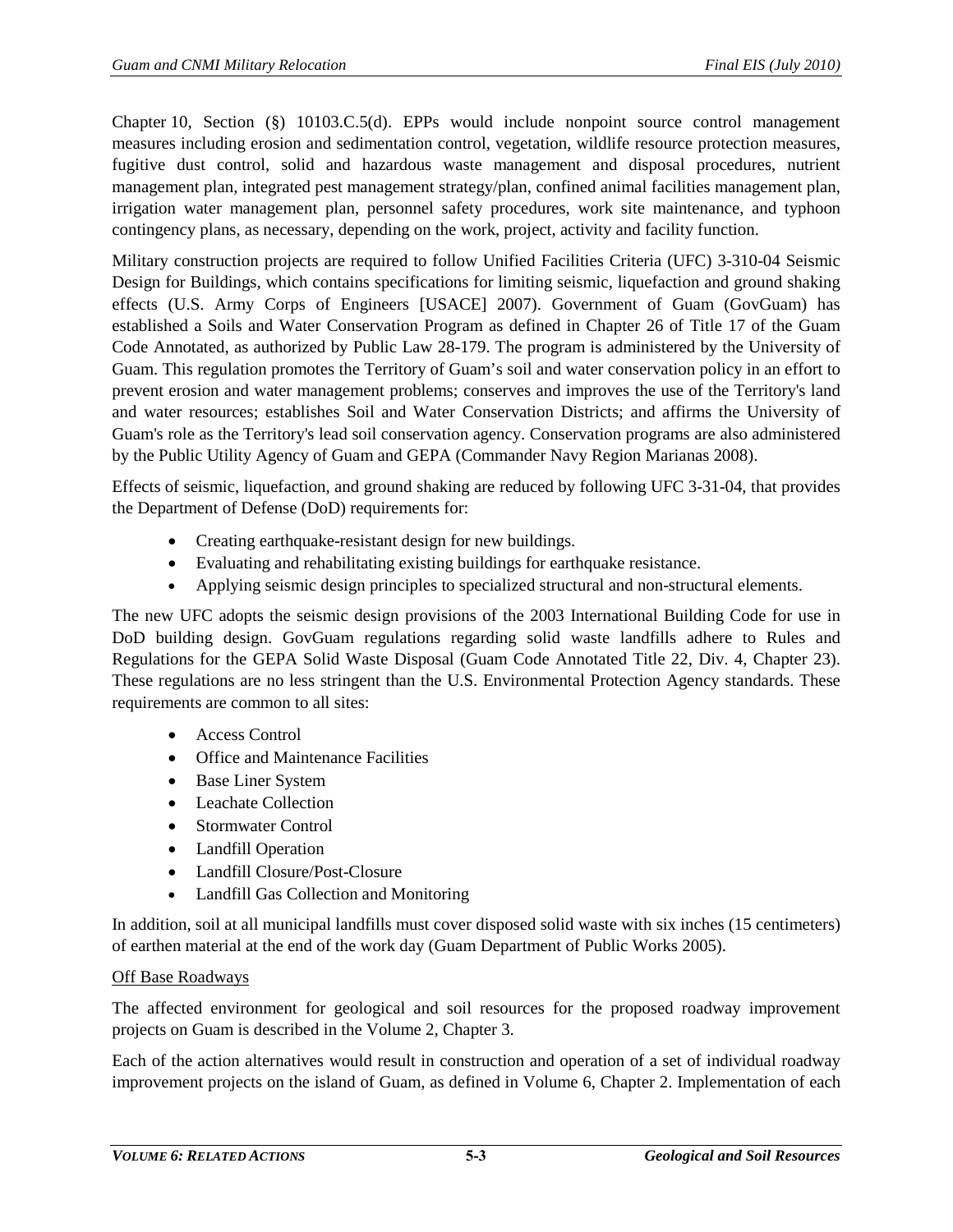Chapter 10, Section (§) 10103.C.5(d). EPPs would include nonpoint source control management measures including erosion and sedimentation control, vegetation, wildlife resource protection measures, fugitive dust control, solid and hazardous waste management and disposal procedures, nutrient management plan, integrated pest management strategy/plan, confined animal facilities management plan, irrigation water management plan, personnel safety procedures, work site maintenance, and typhoon contingency plans, as necessary, depending on the work, project, activity and facility function.

Military construction projects are required to follow Unified Facilities Criteria (UFC) 3-310-04 Seismic Design for Buildings, which contains specifications for limiting seismic, liquefaction and ground shaking effects (U.S. Army Corps of Engineers [USACE] 2007). Government of Guam (GovGuam) has established a Soils and Water Conservation Program as defined in Chapter 26 of Title 17 of the Guam Code Annotated, as authorized by Public Law 28-179. The program is administered by the University of Guam. This regulation promotes the Territory of Guam's soil and water conservation policy in an effort to prevent erosion and water management problems; conserves and improves the use of the Territory's land and water resources; establishes Soil and Water Conservation Districts; and affirms the University of Guam's role as the Territory's lead soil conservation agency. Conservation programs are also administered by the Public Utility Agency of Guam and GEPA (Commander Navy Region Marianas 2008).

Effects of seismic, liquefaction, and ground shaking are reduced by following UFC 3-31-04, that provides the Department of Defense (DoD) requirements for:

- Creating earthquake-resistant design for new buildings.
- Evaluating and rehabilitating existing buildings for earthquake resistance.
- Applying seismic design principles to specialized structural and non-structural elements.

The new UFC adopts the seismic design provisions of the 2003 International Building Code for use in DoD building design. GovGuam regulations regarding solid waste landfills adhere to Rules and Regulations for the GEPA Solid Waste Disposal (Guam Code Annotated Title 22, Div. 4, Chapter 23). These regulations are no less stringent than the U.S. Environmental Protection Agency standards. These requirements are common to all sites:

- Access Control
- Office and Maintenance Facilities
- Base Liner System
- Leachate Collection
- Stormwater Control
- Landfill Operation
- Landfill Closure/Post-Closure
- Landfill Gas Collection and Monitoring

In addition, soil at all municipal landfills must cover disposed solid waste with six inches (15 centimeters) of earthen material at the end of the work day (Guam Department of Public Works 2005).

Off Base Roadways

The affected environment for geological and soil resources for the proposed roadway improvement projects on Guam is described in the Volume 2, Chapter 3.

Each of the action alternatives would result in construction and operation of a set of individual roadway improvement projects on the island of Guam, as defined in Volume 6, Chapter 2. Implementation of each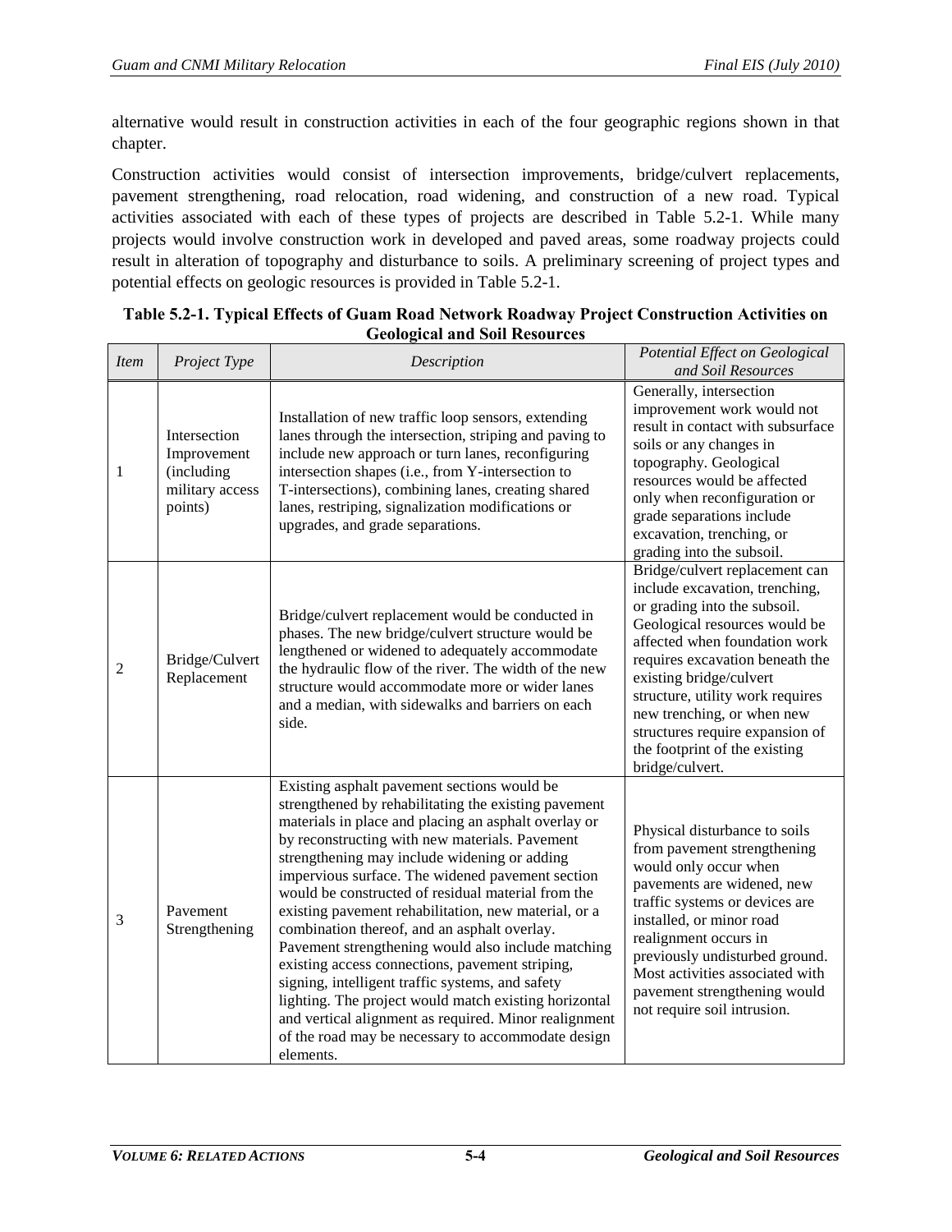alternative would result in construction activities in each of the four geographic regions shown in that chapter.

Construction activities would consist of intersection improvements, bridge/culvert replacements, pavement strengthening, road relocation, road widening, and construction of a new road. Typical activities associated with each of these types of projects are described in Table 5.2-1. While many projects would involve construction work in developed and paved areas, some roadway projects could result in alteration of topography and disturbance to soils. A preliminary screening of project types and potential effects on geologic resources is provided in Table 5.2-1.

**Table 5.2-1. Typical Effects of Guam Road Network Roadway Project Construction Activities on Geological and Soil Resources**

| *Item* | *Project Type* | *Description* | *Potential Effect on Geological and Soil Resources* |
|---|---|---|---|
| 1 | Intersection Improvement (including military access points) | Installation of new traffic loop sensors, extending lanes through the intersection, striping and paving to include new approach or turn lanes, reconfiguring intersection shapes (i.e., from Y-intersection to T-intersections), combining lanes, creating shared lanes, restriping, signalization modifications or upgrades, and grade separations. | Generally, intersection improvement work would not result in contact with subsurface soils or any changes in topography. Geological resources would be affected only when reconfiguration or grade separations include excavation, trenching, or grading into the subsoil. |
| 2 | Bridge/Culvert Replacement | Bridge/culvert replacement would be conducted in phases. The new bridge/culvert structure would be lengthened or widened to adequately accommodate the hydraulic flow of the river. The width of the new structure would accommodate more or wider lanes and a median, with sidewalks and barriers on each side. | Bridge/culvert replacement can include excavation, trenching, or grading into the subsoil. Geological resources would be affected when foundation work requires excavation beneath the existing bridge/culvert structure, utility work requires new trenching, or when new structures require expansion of the footprint of the existing bridge/culvert. |
| 3 | Pavement Strengthening | Existing asphalt pavement sections would be strengthened by rehabilitating the existing pavement materials in place and placing an asphalt overlay or by reconstructing with new materials. Pavement strengthening may include widening or adding impervious surface. The widened pavement section would be constructed of residual material from the existing pavement rehabilitation, new material, or a combination thereof, and an asphalt overlay. Pavement strengthening would also include matching existing access connections, pavement striping, signing, intelligent traffic systems, and safety lighting. The project would match existing horizontal and vertical alignment as required. Minor realignment of the road may be necessary to accommodate design elements. | Physical disturbance to soils from pavement strengthening would only occur when pavements are widened, new traffic systems or devices are installed, or minor road realignment occurs in previously undisturbed ground. Most activities associated with pavement strengthening would not require soil intrusion. |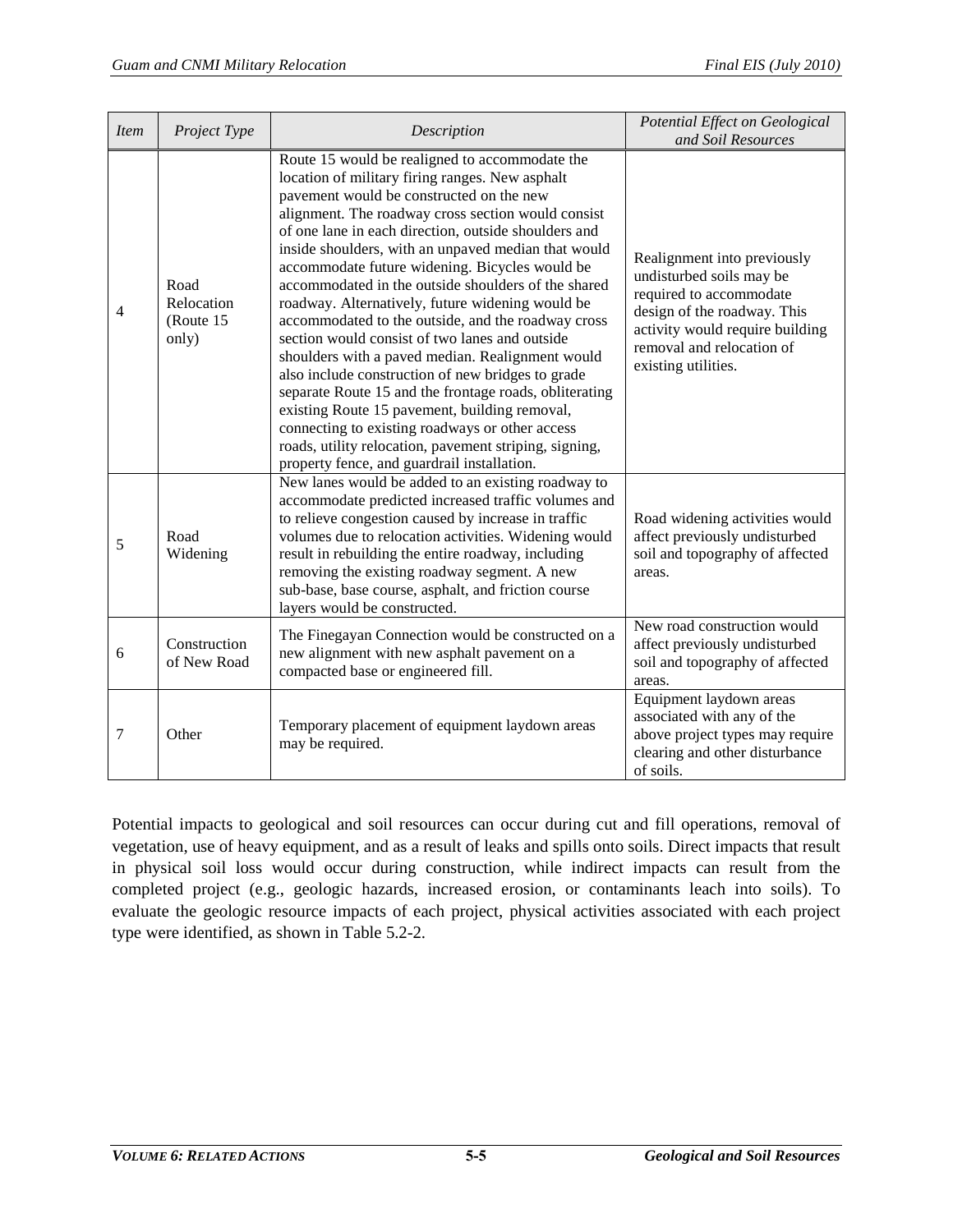| *Item* | *Project Type* | *Description* | *Potential Effect on Geological and Soil Resources* |
|---|---|---|---|
| 4 | Road Relocation (Route 15 only) | Route 15 would be realigned to accommodate the location of military firing ranges. New asphalt pavement would be constructed on the new alignment. The roadway cross section would consist of one lane in each direction, outside shoulders and inside shoulders, with an unpaved median that would accommodate future widening. Bicycles would be accommodated in the outside shoulders of the shared roadway. Alternatively, future widening would be accommodated to the outside, and the roadway cross section would consist of two lanes and outside shoulders with a paved median. Realignment would also include construction of new bridges to grade separate Route 15 and the frontage roads, obliterating existing Route 15 pavement, building removal, connecting to existing roadways or other access roads, utility relocation, pavement striping, signing, property fence, and guardrail installation. | Realignment into previously undisturbed soils may be required to accommodate design of the roadway. This activity would require building removal and relocation of existing utilities. |
| 5 | Road Widening | New lanes would be added to an existing roadway to accommodate predicted increased traffic volumes and to relieve congestion caused by increase in traffic volumes due to relocation activities. Widening would result in rebuilding the entire roadway, including removing the existing roadway segment. A new sub-base, base course, asphalt, and friction course layers would be constructed. | Road widening activities would affect previously undisturbed soil and topography of affected areas. |
| 6 | Construction of New Road | The Finegayan Connection would be constructed on a new alignment with new asphalt pavement on a compacted base or engineered fill. | New road construction would affect previously undisturbed soil and topography of affected areas. |
| 7 | Other | Temporary placement of equipment laydown areas may be required. | Equipment laydown areas associated with any of the above project types may require clearing and other disturbance of soils. |

Potential impacts to geological and soil resources can occur during cut and fill operations, removal of vegetation, use of heavy equipment, and as a result of leaks and spills onto soils. Direct impacts that result in physical soil loss would occur during construction, while indirect impacts can result from the completed project (e.g., geologic hazards, increased erosion, or contaminants leach into soils). To evaluate the geologic resource impacts of each project, physical activities associated with each project type were identified, as shown in Table 5.2-2.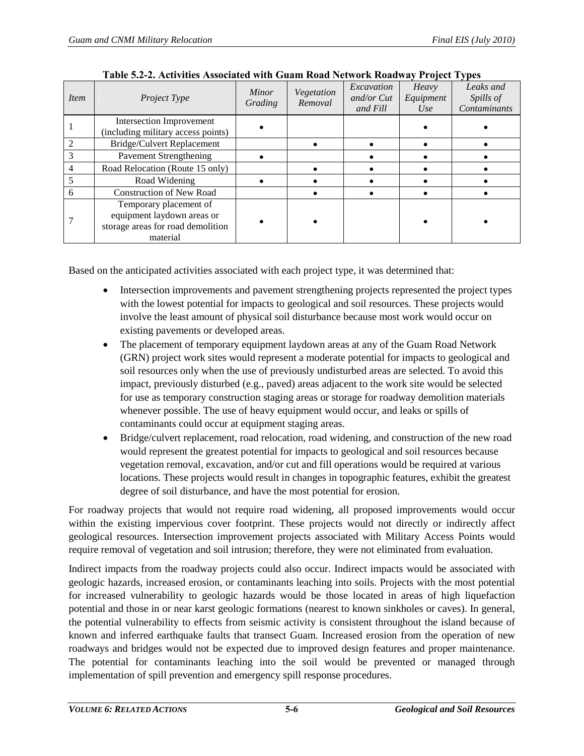**Table 5.2-2. Activities Associated with Guam Road Network Roadway Project Types**

| *Item* | *Project Type* | *Minor Grading* | *Vegetation Removal* | *Excavation and/or Cut and Fill* | *Heavy Equipment Use* | *Leaks and Spills of Contaminants* |
|---|---|---|---|---|---|---|
| 1 | Intersection Improvement (including military access points) | • | | | • | • |
| 2 | Bridge/Culvert Replacement | | • | • | • | • |
| 3 | Pavement Strengthening | • | | • | • | • |
| 4 | Road Relocation (Route 15 only) | | • | • | • | • |
| 5 | Road Widening | • | • | • | • | • |
| 6 | Construction of New Road | | • | • | • | • |
| 7 | Temporary placement of equipment laydown areas or storage areas for road demolition material | • | • | | • | • |

Based on the anticipated activities associated with each project type, it was determined that:

- Intersection improvements and pavement strengthening projects represented the project types with the lowest potential for impacts to geological and soil resources. These projects would involve the least amount of physical soil disturbance because most work would occur on existing pavements or developed areas.
- The placement of temporary equipment laydown areas at any of the Guam Road Network (GRN) project work sites would represent a moderate potential for impacts to geological and soil resources only when the use of previously undisturbed areas are selected. To avoid this impact, previously disturbed (e.g., paved) areas adjacent to the work site would be selected for use as temporary construction staging areas or storage for roadway demolition materials whenever possible. The use of heavy equipment would occur, and leaks or spills of contaminants could occur at equipment staging areas.
- Bridge/culvert replacement, road relocation, road widening, and construction of the new road would represent the greatest potential for impacts to geological and soil resources because vegetation removal, excavation, and/or cut and fill operations would be required at various locations. These projects would result in changes in topographic features, exhibit the greatest degree of soil disturbance, and have the most potential for erosion.

For roadway projects that would not require road widening, all proposed improvements would occur within the existing impervious cover footprint. These projects would not directly or indirectly affect geological resources. Intersection improvement projects associated with Military Access Points would require removal of vegetation and soil intrusion; therefore, they were not eliminated from evaluation.

Indirect impacts from the roadway projects could also occur. Indirect impacts would be associated with geologic hazards, increased erosion, or contaminants leaching into soils. Projects with the most potential for increased vulnerability to geologic hazards would be those located in areas of high liquefaction potential and those in or near karst geologic formations (nearest to known sinkholes or caves). In general, the potential vulnerability to effects from seismic activity is consistent throughout the island because of known and inferred earthquake faults that transect Guam. Increased erosion from the operation of new roadways and bridges would not be expected due to improved design features and proper maintenance. The potential for contaminants leaching into the soil would be prevented or managed through implementation of spill prevention and emergency spill response procedures.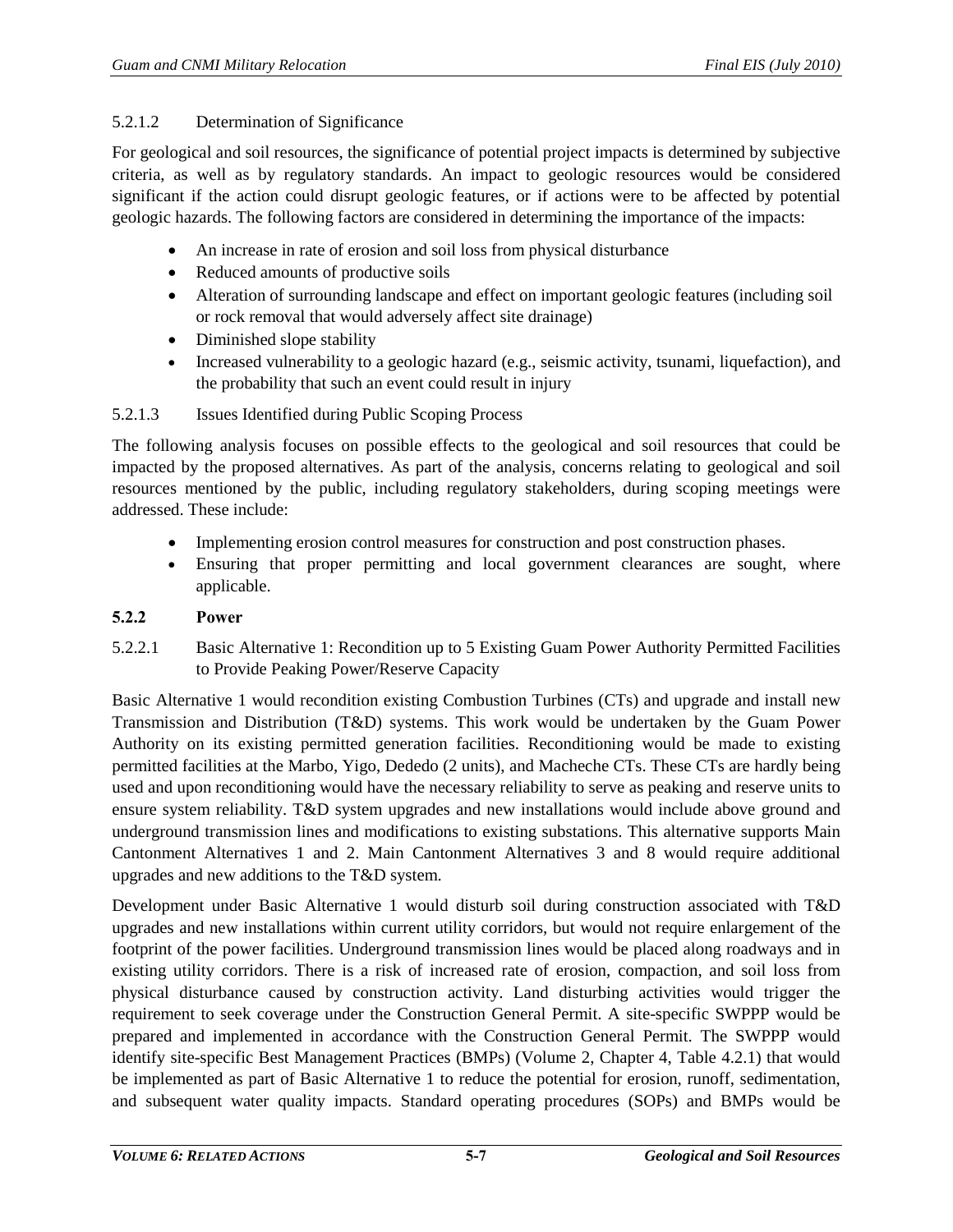#### 5.2.1.2 Determination of Significance

For geological and soil resources, the significance of potential project impacts is determined by subjective criteria, as well as by regulatory standards. An impact to geologic resources would be considered significant if the action could disrupt geologic features, or if actions were to be affected by potential geologic hazards. The following factors are considered in determining the importance of the impacts:

- An increase in rate of erosion and soil loss from physical disturbance
- Reduced amounts of productive soils
- Alteration of surrounding landscape and effect on important geologic features (including soil or rock removal that would adversely affect site drainage)
- Diminished slope stability
- Increased vulnerability to a geologic hazard (e.g., seismic activity, tsunami, liquefaction), and the probability that such an event could result in injury

#### 5.2.1.3 Issues Identified during Public Scoping Process

The following analysis focuses on possible effects to the geological and soil resources that could be impacted by the proposed alternatives. As part of the analysis, concerns relating to geological and soil resources mentioned by the public, including regulatory stakeholders, during scoping meetings were addressed. These include:

- Implementing erosion control measures for construction and post construction phases.
- Ensuring that proper permitting and local government clearances are sought, where applicable.

### 5.2.2 Power

#### 5.2.2.1 Basic Alternative 1: Recondition up to 5 Existing Guam Power Authority Permitted Facilities to Provide Peaking Power/Reserve Capacity

Basic Alternative 1 would recondition existing Combustion Turbines (CTs) and upgrade and install new Transmission and Distribution (T&D) systems. This work would be undertaken by the Guam Power Authority on its existing permitted generation facilities. Reconditioning would be made to existing permitted facilities at the Marbo, Yigo, Dededo (2 units), and Macheche CTs. These CTs are hardly being used and upon reconditioning would have the necessary reliability to serve as peaking and reserve units to ensure system reliability. T&D system upgrades and new installations would include above ground and underground transmission lines and modifications to existing substations. This alternative supports Main Cantonment Alternatives 1 and 2. Main Cantonment Alternatives 3 and 8 would require additional upgrades and new additions to the T&D system.

Development under Basic Alternative 1 would disturb soil during construction associated with T&D upgrades and new installations within current utility corridors, but would not require enlargement of the footprint of the power facilities. Underground transmission lines would be placed along roadways and in existing utility corridors. There is a risk of increased rate of erosion, compaction, and soil loss from physical disturbance caused by construction activity. Land disturbing activities would trigger the requirement to seek coverage under the Construction General Permit. A site-specific SWPPP would be prepared and implemented in accordance with the Construction General Permit. The SWPPP would identify site-specific Best Management Practices (BMPs) (Volume 2, Chapter 4, Table 4.2.1) that would be implemented as part of Basic Alternative 1 to reduce the potential for erosion, runoff, sedimentation, and subsequent water quality impacts. Standard operating procedures (SOPs) and BMPs would be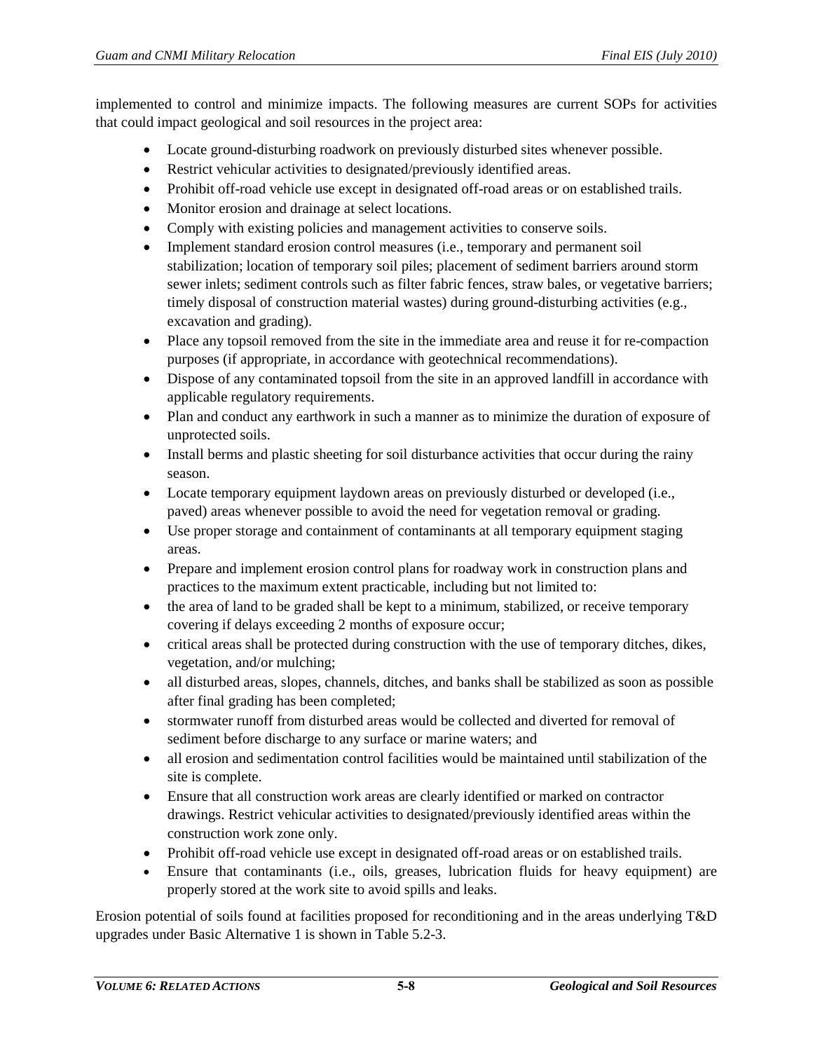implemented to control and minimize impacts. The following measures are current SOPs for activities that could impact geological and soil resources in the project area:

- Locate ground-disturbing roadwork on previously disturbed sites whenever possible.
- Restrict vehicular activities to designated/previously identified areas.
- Prohibit off-road vehicle use except in designated off-road areas or on established trails.
- Monitor erosion and drainage at select locations.
- Comply with existing policies and management activities to conserve soils.
- Implement standard erosion control measures (i.e., temporary and permanent soil stabilization; location of temporary soil piles; placement of sediment barriers around storm sewer inlets; sediment controls such as filter fabric fences, straw bales, or vegetative barriers; timely disposal of construction material wastes) during ground-disturbing activities (e.g., excavation and grading).
- Place any topsoil removed from the site in the immediate area and reuse it for re-compaction purposes (if appropriate, in accordance with geotechnical recommendations).
- Dispose of any contaminated topsoil from the site in an approved landfill in accordance with applicable regulatory requirements.
- Plan and conduct any earthwork in such a manner as to minimize the duration of exposure of unprotected soils.
- Install berms and plastic sheeting for soil disturbance activities that occur during the rainy season.
- Locate temporary equipment laydown areas on previously disturbed or developed (i.e., paved) areas whenever possible to avoid the need for vegetation removal or grading.
- Use proper storage and containment of contaminants at all temporary equipment staging areas.
- Prepare and implement erosion control plans for roadway work in construction plans and practices to the maximum extent practicable, including but not limited to:
- the area of land to be graded shall be kept to a minimum, stabilized, or receive temporary covering if delays exceeding 2 months of exposure occur;
- critical areas shall be protected during construction with the use of temporary ditches, dikes, vegetation, and/or mulching;
- all disturbed areas, slopes, channels, ditches, and banks shall be stabilized as soon as possible after final grading has been completed;
- stormwater runoff from disturbed areas would be collected and diverted for removal of sediment before discharge to any surface or marine waters; and
- all erosion and sedimentation control facilities would be maintained until stabilization of the site is complete.
- Ensure that all construction work areas are clearly identified or marked on contractor drawings. Restrict vehicular activities to designated/previously identified areas within the construction work zone only.
- Prohibit off-road vehicle use except in designated off-road areas or on established trails.
- Ensure that contaminants (i.e., oils, greases, lubrication fluids for heavy equipment) are properly stored at the work site to avoid spills and leaks.

Erosion potential of soils found at facilities proposed for reconditioning and in the areas underlying T&D upgrades under Basic Alternative 1 is shown in Table 5.2-3.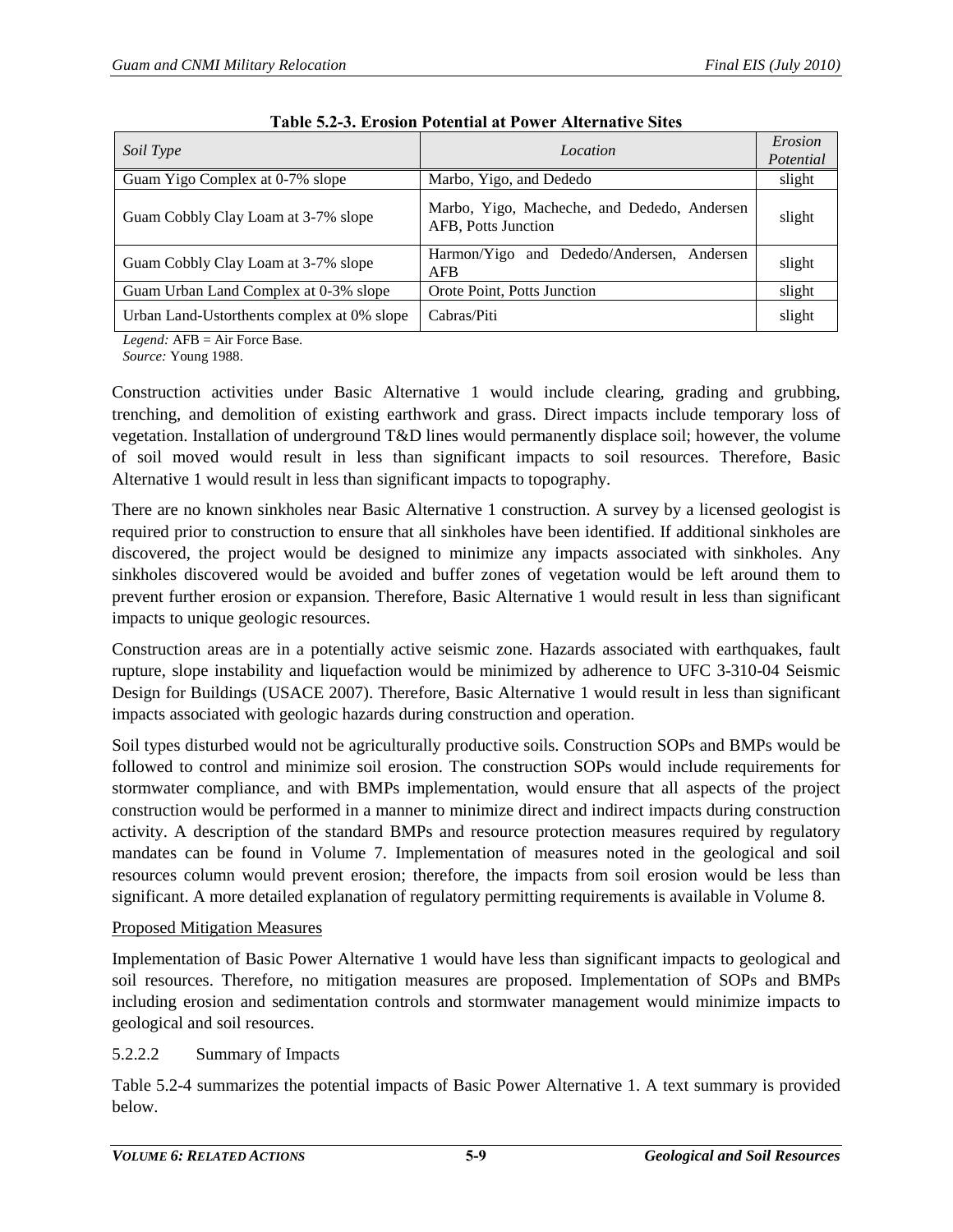**Table 5.2-3. Erosion Potential at Power Alternative Sites**

| *Soil Type* | *Location* | *Erosion Potential* |
|---|---|---|
| Guam Yigo Complex at 0-7% slope | Marbo, Yigo, and Dededo | slight |
| Guam Cobbly Clay Loam at 3-7% slope | Marbo, Yigo, Macheche, and Dededo, Andersen AFB, Potts Junction | slight |
| Guam Cobbly Clay Loam at 3-7% slope | Harmon/Yigo and Dededo/Andersen, Andersen AFB | slight |
| Guam Urban Land Complex at 0-3% slope | Orote Point, Potts Junction | slight |
| Urban Land-Ustorthents complex at 0% slope | Cabras/Piti | slight |

*Legend:* AFB = Air Force Base.
*Source:* Young 1988.

Construction activities under Basic Alternative 1 would include clearing, grading and grubbing, trenching, and demolition of existing earthwork and grass. Direct impacts include temporary loss of vegetation. Installation of underground T&D lines would permanently displace soil; however, the volume of soil moved would result in less than significant impacts to soil resources. Therefore, Basic Alternative 1 would result in less than significant impacts to topography.

There are no known sinkholes near Basic Alternative 1 construction. A survey by a licensed geologist is required prior to construction to ensure that all sinkholes have been identified. If additional sinkholes are discovered, the project would be designed to minimize any impacts associated with sinkholes. Any sinkholes discovered would be avoided and buffer zones of vegetation would be left around them to prevent further erosion or expansion. Therefore, Basic Alternative 1 would result in less than significant impacts to unique geologic resources.

Construction areas are in a potentially active seismic zone. Hazards associated with earthquakes, fault rupture, slope instability and liquefaction would be minimized by adherence to UFC 3-310-04 Seismic Design for Buildings (USACE 2007). Therefore, Basic Alternative 1 would result in less than significant impacts associated with geologic hazards during construction and operation.

Soil types disturbed would not be agriculturally productive soils. Construction SOPs and BMPs would be followed to control and minimize soil erosion. The construction SOPs would include requirements for stormwater compliance, and with BMPs implementation, would ensure that all aspects of the project construction would be performed in a manner to minimize direct and indirect impacts during construction activity. A description of the standard BMPs and resource protection measures required by regulatory mandates can be found in Volume 7. Implementation of measures noted in the geological and soil resources column would prevent erosion; therefore, the impacts from soil erosion would be less than significant. A more detailed explanation of regulatory permitting requirements is available in Volume 8.

Proposed Mitigation Measures

Implementation of Basic Power Alternative 1 would have less than significant impacts to geological and soil resources. Therefore, no mitigation measures are proposed. Implementation of SOPs and BMPs including erosion and sedimentation controls and stormwater management would minimize impacts to geological and soil resources.

5.2.2.2 Summary of Impacts

Table 5.2-4 summarizes the potential impacts of Basic Power Alternative 1. A text summary is provided below.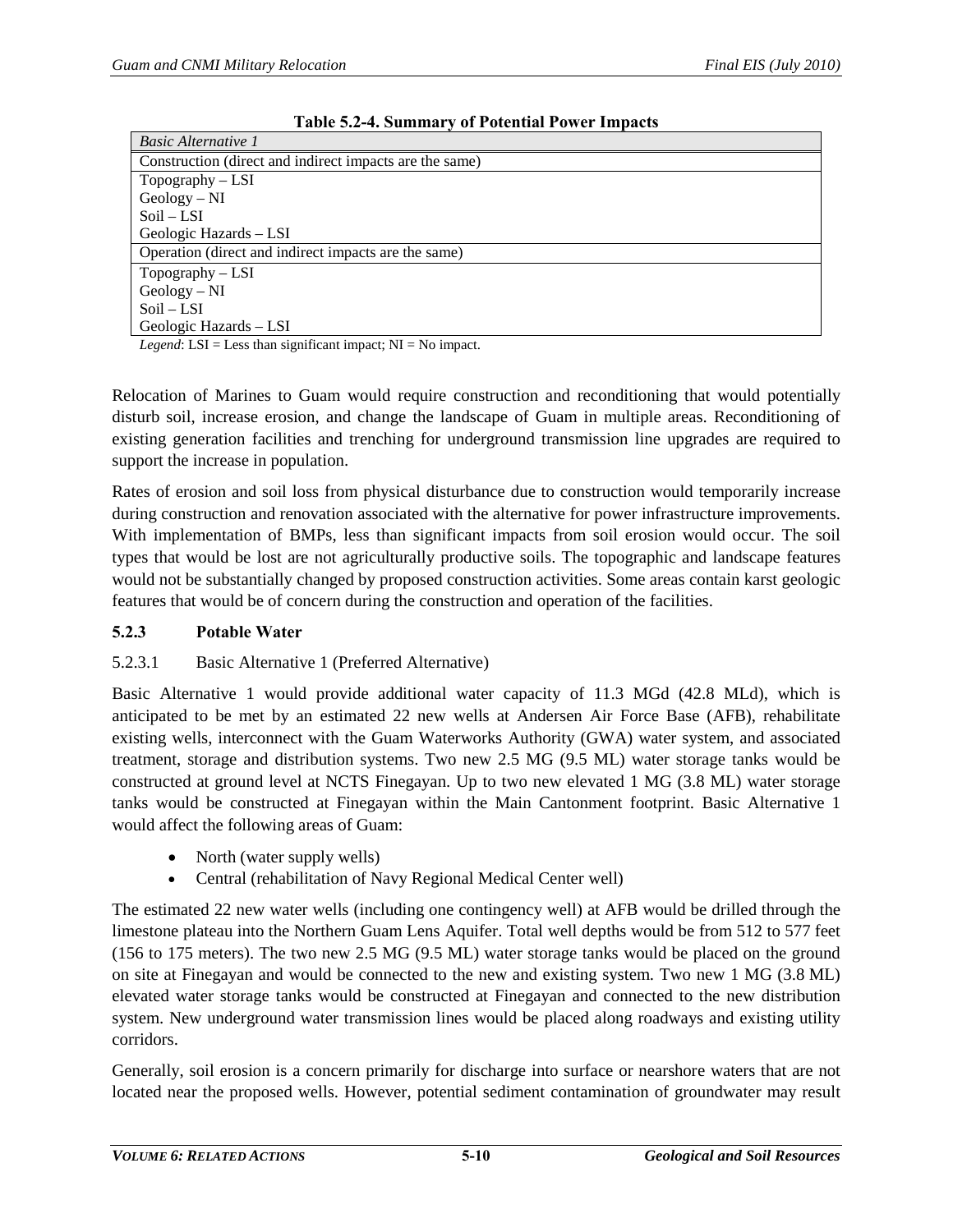**Table 5.2-4. Summary of Potential Power Impacts**

| *Basic Alternative 1* |
|---|
| Construction (direct and indirect impacts are the same) |
| Topography – LSI<br>Geology – NI<br>Soil – LSI<br>Geologic Hazards – LSI |
| Operation (direct and indirect impacts are the same) |
| Topography – LSI<br>Geology – NI<br>Soil – LSI<br>Geologic Hazards – LSI |

*Legend*: LSI = Less than significant impact; NI = No impact.

Relocation of Marines to Guam would require construction and reconditioning that would potentially disturb soil, increase erosion, and change the landscape of Guam in multiple areas. Reconditioning of existing generation facilities and trenching for underground transmission line upgrades are required to support the increase in population.

Rates of erosion and soil loss from physical disturbance due to construction would temporarily increase during construction and renovation associated with the alternative for power infrastructure improvements. With implementation of BMPs, less than significant impacts from soil erosion would occur. The soil types that would be lost are not agriculturally productive soils. The topographic and landscape features would not be substantially changed by proposed construction activities. Some areas contain karst geologic features that would be of concern during the construction and operation of the facilities.

### 5.2.3 Potable Water

5.2.3.1 Basic Alternative 1 (Preferred Alternative)

Basic Alternative 1 would provide additional water capacity of 11.3 MGd (42.8 MLd), which is anticipated to be met by an estimated 22 new wells at Andersen Air Force Base (AFB), rehabilitate existing wells, interconnect with the Guam Waterworks Authority (GWA) water system, and associated treatment, storage and distribution systems. Two new 2.5 MG (9.5 ML) water storage tanks would be constructed at ground level at NCTS Finegayan. Up to two new elevated 1 MG (3.8 ML) water storage tanks would be constructed at Finegayan within the Main Cantonment footprint. Basic Alternative 1 would affect the following areas of Guam:

- North (water supply wells)
- Central (rehabilitation of Navy Regional Medical Center well)

The estimated 22 new water wells (including one contingency well) at AFB would be drilled through the limestone plateau into the Northern Guam Lens Aquifer. Total well depths would be from 512 to 577 feet (156 to 175 meters). The two new 2.5 MG (9.5 ML) water storage tanks would be placed on the ground on site at Finegayan and would be connected to the new and existing system. Two new 1 MG (3.8 ML) elevated water storage tanks would be constructed at Finegayan and connected to the new distribution system. New underground water transmission lines would be placed along roadways and existing utility corridors.

Generally, soil erosion is a concern primarily for discharge into surface or nearshore waters that are not located near the proposed wells. However, potential sediment contamination of groundwater may result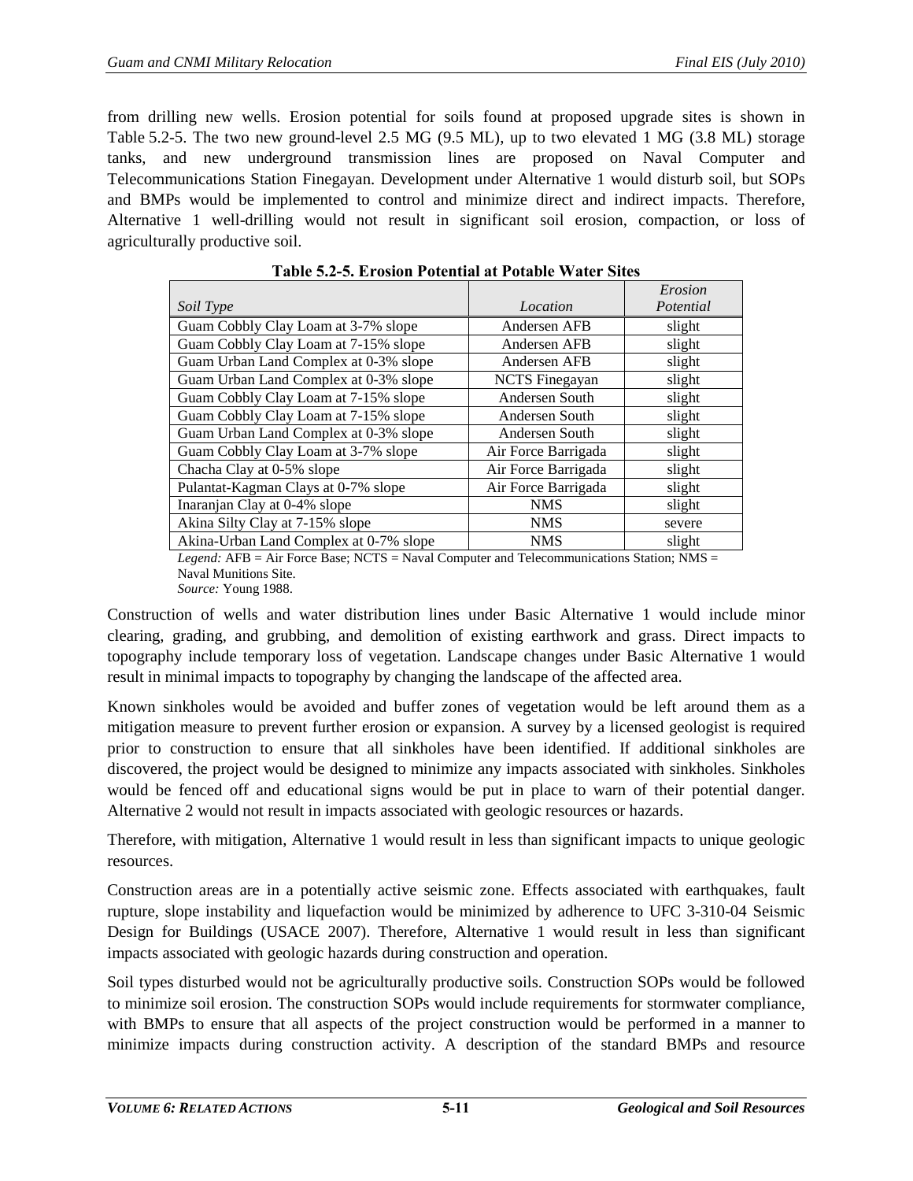from drilling new wells. Erosion potential for soils found at proposed upgrade sites is shown in Table 5.2-5. The two new ground-level 2.5 MG (9.5 ML), up to two elevated 1 MG (3.8 ML) storage tanks, and new underground transmission lines are proposed on Naval Computer and Telecommunications Station Finegayan. Development under Alternative 1 would disturb soil, but SOPs and BMPs would be implemented to control and minimize direct and indirect impacts. Therefore, Alternative 1 well-drilling would not result in significant soil erosion, compaction, or loss of agriculturally productive soil.

**Table 5.2-5. Erosion Potential at Potable Water Sites**

| *Soil Type* | *Location* | *Erosion Potential* |
|---|---|---|
| Guam Cobbly Clay Loam at 3-7% slope | Andersen AFB | slight |
| Guam Cobbly Clay Loam at 7-15% slope | Andersen AFB | slight |
| Guam Urban Land Complex at 0-3% slope | Andersen AFB | slight |
| Guam Urban Land Complex at 0-3% slope | NCTS Finegayan | slight |
| Guam Cobbly Clay Loam at 7-15% slope | Andersen South | slight |
| Guam Cobbly Clay Loam at 7-15% slope | Andersen South | slight |
| Guam Urban Land Complex at 0-3% slope | Andersen South | slight |
| Guam Cobbly Clay Loam at 3-7% slope | Air Force Barrigada | slight |
| Chacha Clay at 0-5% slope | Air Force Barrigada | slight |
| Pulantat-Kagman Clays at 0-7% slope | Air Force Barrigada | slight |
| Inaranjan Clay at 0-4% slope | NMS | slight |
| Akina Silty Clay at 7-15% slope | NMS | severe |
| Akina-Urban Land Complex at 0-7% slope | NMS | slight |

*Legend:* AFB = Air Force Base; NCTS = Naval Computer and Telecommunications Station; NMS = Naval Munitions Site.
*Source:* Young 1988.

Construction of wells and water distribution lines under Basic Alternative 1 would include minor clearing, grading, and grubbing, and demolition of existing earthwork and grass. Direct impacts to topography include temporary loss of vegetation. Landscape changes under Basic Alternative 1 would result in minimal impacts to topography by changing the landscape of the affected area.

Known sinkholes would be avoided and buffer zones of vegetation would be left around them as a mitigation measure to prevent further erosion or expansion. A survey by a licensed geologist is required prior to construction to ensure that all sinkholes have been identified. If additional sinkholes are discovered, the project would be designed to minimize any impacts associated with sinkholes. Sinkholes would be fenced off and educational signs would be put in place to warn of their potential danger. Alternative 2 would not result in impacts associated with geologic resources or hazards.

Therefore, with mitigation, Alternative 1 would result in less than significant impacts to unique geologic resources.

Construction areas are in a potentially active seismic zone. Effects associated with earthquakes, fault rupture, slope instability and liquefaction would be minimized by adherence to UFC 3-310-04 Seismic Design for Buildings (USACE 2007). Therefore, Alternative 1 would result in less than significant impacts associated with geologic hazards during construction and operation.

Soil types disturbed would not be agriculturally productive soils. Construction SOPs would be followed to minimize soil erosion. The construction SOPs would include requirements for stormwater compliance, with BMPs to ensure that all aspects of the project construction would be performed in a manner to minimize impacts during construction activity. A description of the standard BMPs and resource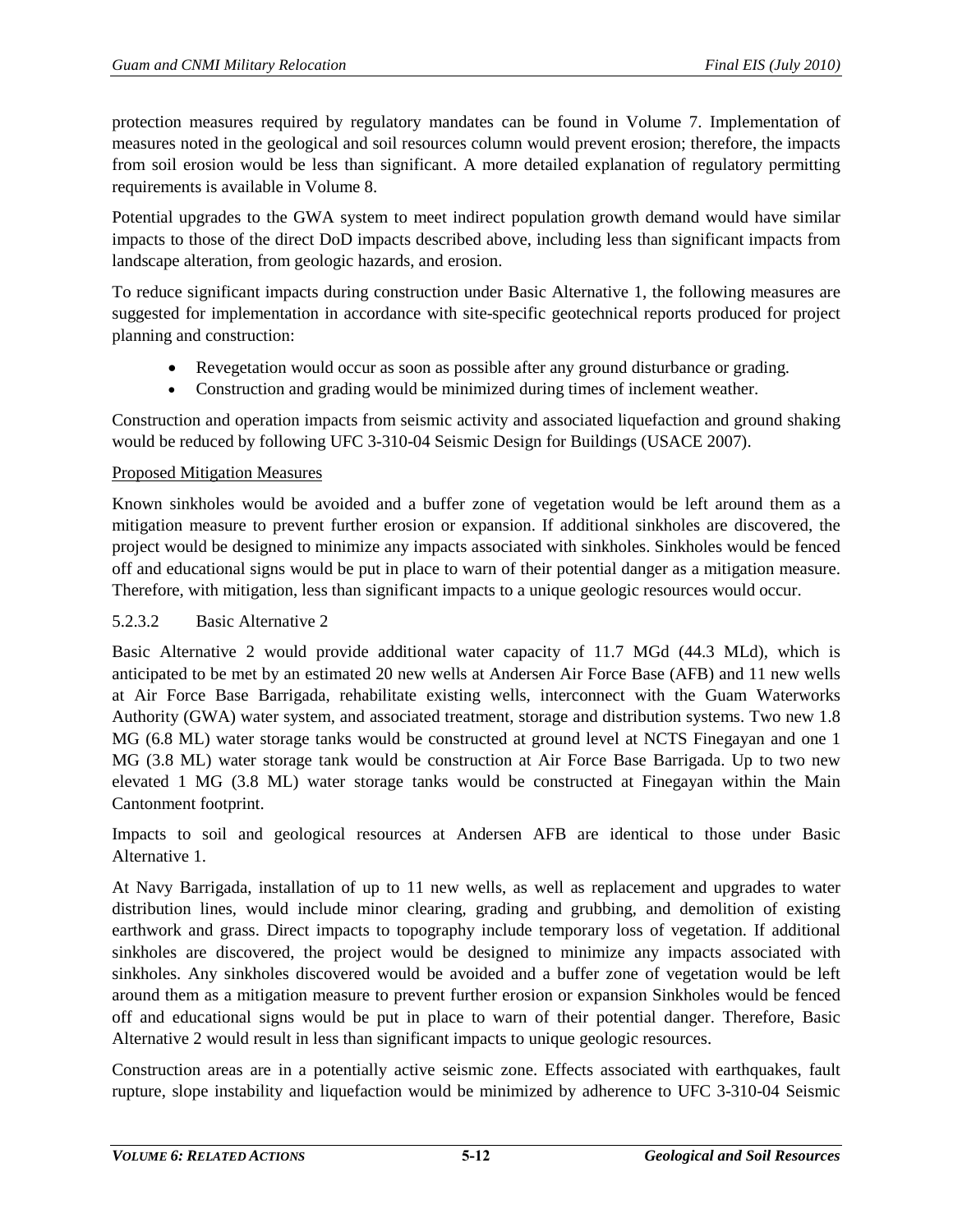protection measures required by regulatory mandates can be found in Volume 7. Implementation of measures noted in the geological and soil resources column would prevent erosion; therefore, the impacts from soil erosion would be less than significant. A more detailed explanation of regulatory permitting requirements is available in Volume 8.

Potential upgrades to the GWA system to meet indirect population growth demand would have similar impacts to those of the direct DoD impacts described above, including less than significant impacts from landscape alteration, from geologic hazards, and erosion.

To reduce significant impacts during construction under Basic Alternative 1, the following measures are suggested for implementation in accordance with site-specific geotechnical reports produced for project planning and construction:

- Revegetation would occur as soon as possible after any ground disturbance or grading.
- Construction and grading would be minimized during times of inclement weather.

Construction and operation impacts from seismic activity and associated liquefaction and ground shaking would be reduced by following UFC 3-310-04 Seismic Design for Buildings (USACE 2007).

Proposed Mitigation Measures

Known sinkholes would be avoided and a buffer zone of vegetation would be left around them as a mitigation measure to prevent further erosion or expansion. If additional sinkholes are discovered, the project would be designed to minimize any impacts associated with sinkholes. Sinkholes would be fenced off and educational signs would be put in place to warn of their potential danger as a mitigation measure. Therefore, with mitigation, less than significant impacts to a unique geologic resources would occur.

#### 5.2.3.2 Basic Alternative 2

Basic Alternative 2 would provide additional water capacity of 11.7 MGd (44.3 MLd), which is anticipated to be met by an estimated 20 new wells at Andersen Air Force Base (AFB) and 11 new wells at Air Force Base Barrigada, rehabilitate existing wells, interconnect with the Guam Waterworks Authority (GWA) water system, and associated treatment, storage and distribution systems. Two new 1.8 MG (6.8 ML) water storage tanks would be constructed at ground level at NCTS Finegayan and one 1 MG (3.8 ML) water storage tank would be construction at Air Force Base Barrigada. Up to two new elevated 1 MG (3.8 ML) water storage tanks would be constructed at Finegayan within the Main Cantonment footprint.

Impacts to soil and geological resources at Andersen AFB are identical to those under Basic Alternative 1.

At Navy Barrigada, installation of up to 11 new wells, as well as replacement and upgrades to water distribution lines, would include minor clearing, grading and grubbing, and demolition of existing earthwork and grass. Direct impacts to topography include temporary loss of vegetation. If additional sinkholes are discovered, the project would be designed to minimize any impacts associated with sinkholes. Any sinkholes discovered would be avoided and a buffer zone of vegetation would be left around them as a mitigation measure to prevent further erosion or expansion Sinkholes would be fenced off and educational signs would be put in place to warn of their potential danger. Therefore, Basic Alternative 2 would result in less than significant impacts to unique geologic resources.

Construction areas are in a potentially active seismic zone. Effects associated with earthquakes, fault rupture, slope instability and liquefaction would be minimized by adherence to UFC 3-310-04 Seismic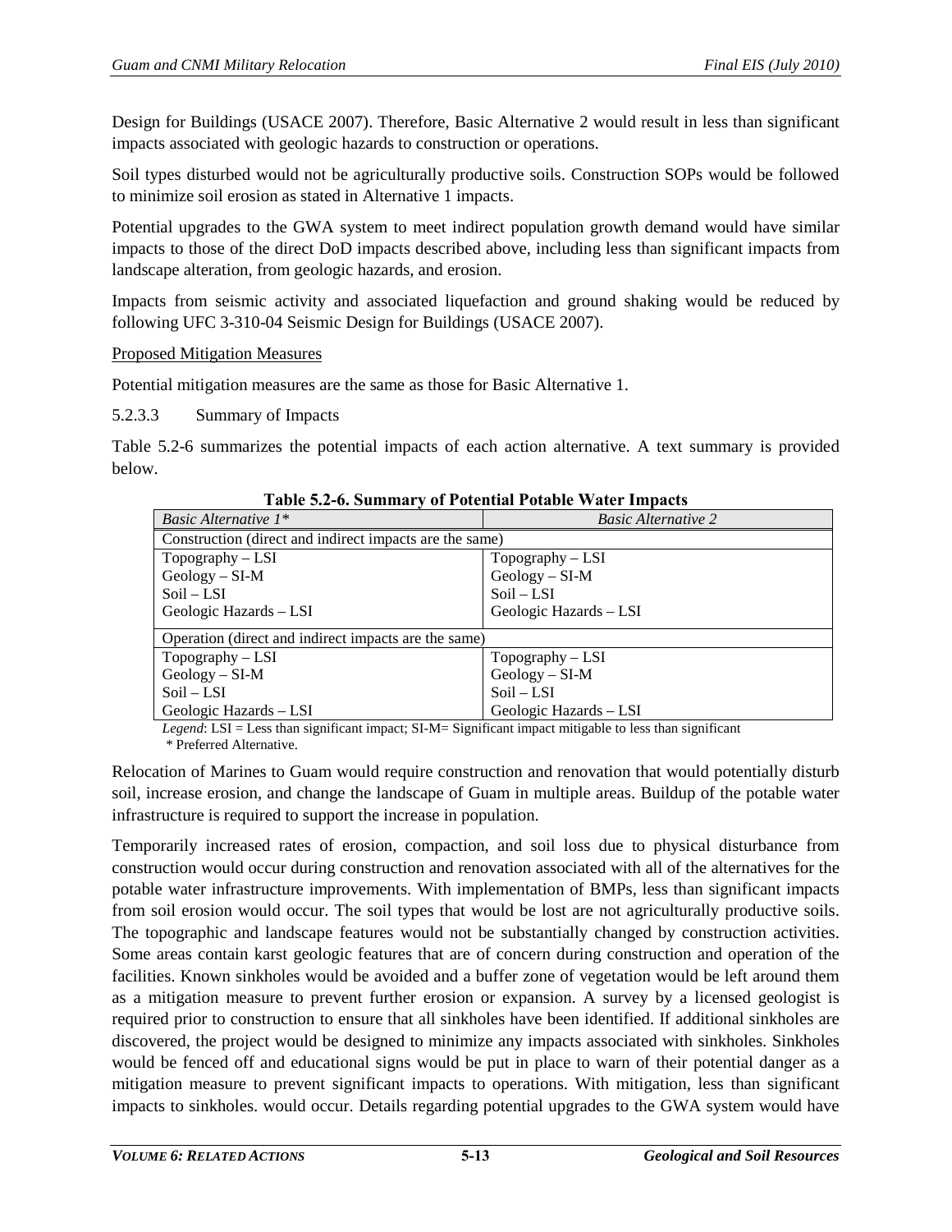Design for Buildings (USACE 2007). Therefore, Basic Alternative 2 would result in less than significant impacts associated with geologic hazards to construction or operations.

Soil types disturbed would not be agriculturally productive soils. Construction SOPs would be followed to minimize soil erosion as stated in Alternative 1 impacts.

Potential upgrades to the GWA system to meet indirect population growth demand would have similar impacts to those of the direct DoD impacts described above, including less than significant impacts from landscape alteration, from geologic hazards, and erosion.

Impacts from seismic activity and associated liquefaction and ground shaking would be reduced by following UFC 3-310-04 Seismic Design for Buildings (USACE 2007).

Proposed Mitigation Measures

Potential mitigation measures are the same as those for Basic Alternative 1.

#### 5.2.3.3 Summary of Impacts

Table 5.2-6 summarizes the potential impacts of each action alternative. A text summary is provided below.

**Table 5.2-6. Summary of Potential Potable Water Impacts**

| *Basic Alternative 1\** | *Basic Alternative 2* |
|---|---|
| Construction (direct and indirect impacts are the same) | |
| Topography – LSI<br>Geology – SI-M<br>Soil – LSI<br>Geologic Hazards – LSI | Topography – LSI<br>Geology – SI-M<br>Soil – LSI<br>Geologic Hazards – LSI |
| Operation (direct and indirect impacts are the same) | |
| Topography – LSI<br>Geology – SI-M<br>Soil – LSI<br>Geologic Hazards – LSI | Topography – LSI<br>Geology – SI-M<br>Soil – LSI<br>Geologic Hazards – LSI |

*Legend*: LSI = Less than significant impact; SI-M= Significant impact mitigable to less than significant
\* Preferred Alternative.

Relocation of Marines to Guam would require construction and renovation that would potentially disturb soil, increase erosion, and change the landscape of Guam in multiple areas. Buildup of the potable water infrastructure is required to support the increase in population.

Temporarily increased rates of erosion, compaction, and soil loss due to physical disturbance from construction would occur during construction and renovation associated with all of the alternatives for the potable water infrastructure improvements. With implementation of BMPs, less than significant impacts from soil erosion would occur. The soil types that would be lost are not agriculturally productive soils. The topographic and landscape features would not be substantially changed by construction activities. Some areas contain karst geologic features that are of concern during construction and operation of the facilities. Known sinkholes would be avoided and a buffer zone of vegetation would be left around them as a mitigation measure to prevent further erosion or expansion. A survey by a licensed geologist is required prior to construction to ensure that all sinkholes have been identified. If additional sinkholes are discovered, the project would be designed to minimize any impacts associated with sinkholes. Sinkholes would be fenced off and educational signs would be put in place to warn of their potential danger as a mitigation measure to prevent significant impacts to operations. With mitigation, less than significant impacts to sinkholes. would occur. Details regarding potential upgrades to the GWA system would have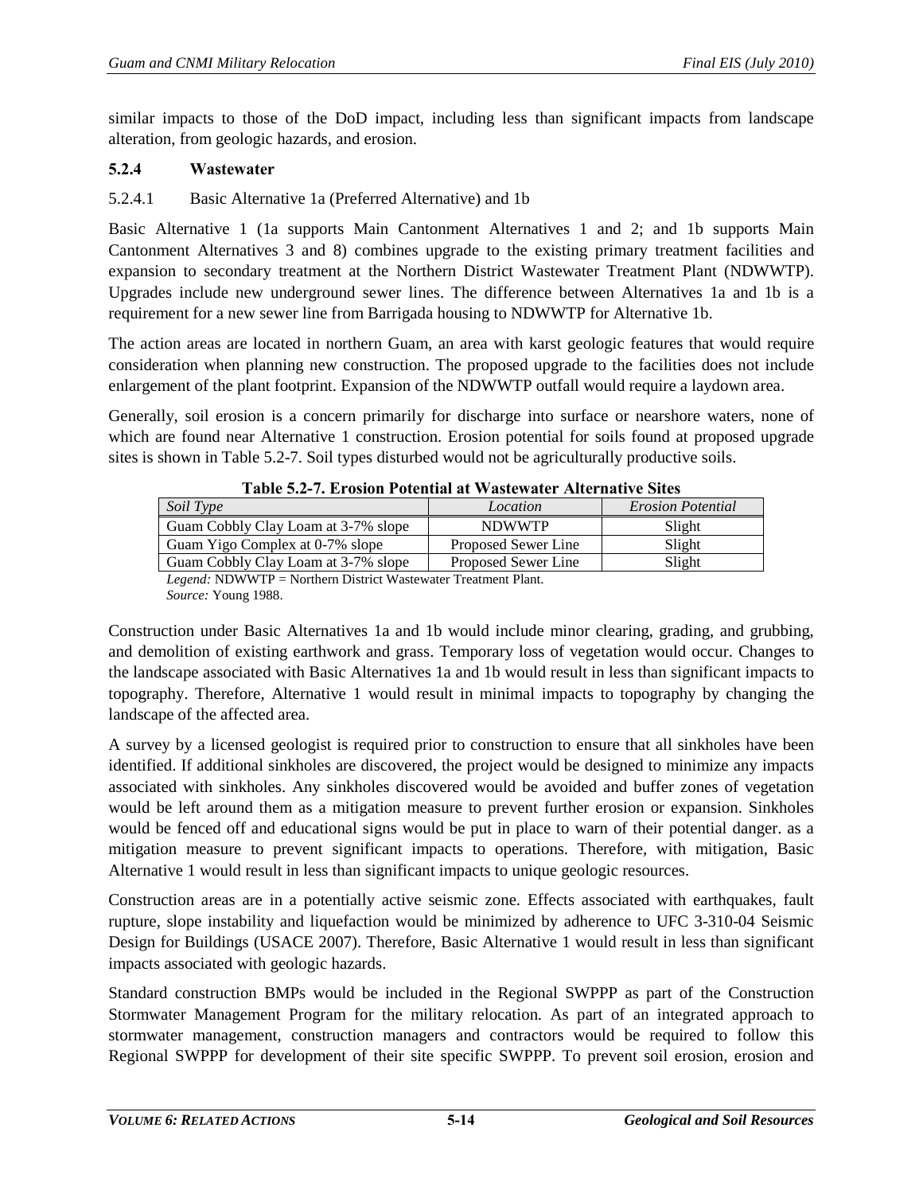similar impacts to those of the DoD impact, including less than significant impacts from landscape alteration, from geologic hazards, and erosion.

### 5.2.4 Wastewater

#### 5.2.4.1 Basic Alternative 1a (Preferred Alternative) and 1b

Basic Alternative 1 (1a supports Main Cantonment Alternatives 1 and 2; and 1b supports Main Cantonment Alternatives 3 and 8) combines upgrade to the existing primary treatment facilities and expansion to secondary treatment at the Northern District Wastewater Treatment Plant (NDWWTP). Upgrades include new underground sewer lines. The difference between Alternatives 1a and 1b is a requirement for a new sewer line from Barrigada housing to NDWWTP for Alternative 1b.

The action areas are located in northern Guam, an area with karst geologic features that would require consideration when planning new construction. The proposed upgrade to the facilities does not include enlargement of the plant footprint. Expansion of the NDWWTP outfall would require a laydown area.

Generally, soil erosion is a concern primarily for discharge into surface or nearshore waters, none of which are found near Alternative 1 construction. Erosion potential for soils found at proposed upgrade sites is shown in Table 5.2-7. Soil types disturbed would not be agriculturally productive soils.

**Table 5.2-7. Erosion Potential at Wastewater Alternative Sites**

| *Soil Type* | *Location* | *Erosion Potential* |
|---|---|---|
| Guam Cobbly Clay Loam at 3-7% slope | NDWWTP | Slight |
| Guam Yigo Complex at 0-7% slope | Proposed Sewer Line | Slight |
| Guam Cobbly Clay Loam at 3-7% slope | Proposed Sewer Line | Slight |

*Legend:* NDWWTP = Northern District Wastewater Treatment Plant.
*Source:* Young 1988.

Construction under Basic Alternatives 1a and 1b would include minor clearing, grading, and grubbing, and demolition of existing earthwork and grass. Temporary loss of vegetation would occur. Changes to the landscape associated with Basic Alternatives 1a and 1b would result in less than significant impacts to topography. Therefore, Alternative 1 would result in minimal impacts to topography by changing the landscape of the affected area.

A survey by a licensed geologist is required prior to construction to ensure that all sinkholes have been identified. If additional sinkholes are discovered, the project would be designed to minimize any impacts associated with sinkholes. Any sinkholes discovered would be avoided and buffer zones of vegetation would be left around them as a mitigation measure to prevent further erosion or expansion. Sinkholes would be fenced off and educational signs would be put in place to warn of their potential danger. as a mitigation measure to prevent significant impacts to operations. Therefore, with mitigation, Basic Alternative 1 would result in less than significant impacts to unique geologic resources.

Construction areas are in a potentially active seismic zone. Effects associated with earthquakes, fault rupture, slope instability and liquefaction would be minimized by adherence to UFC 3-310-04 Seismic Design for Buildings (USACE 2007). Therefore, Basic Alternative 1 would result in less than significant impacts associated with geologic hazards.

Standard construction BMPs would be included in the Regional SWPPP as part of the Construction Stormwater Management Program for the military relocation. As part of an integrated approach to stormwater management, construction managers and contractors would be required to follow this Regional SWPPP for development of their site specific SWPPP. To prevent soil erosion, erosion and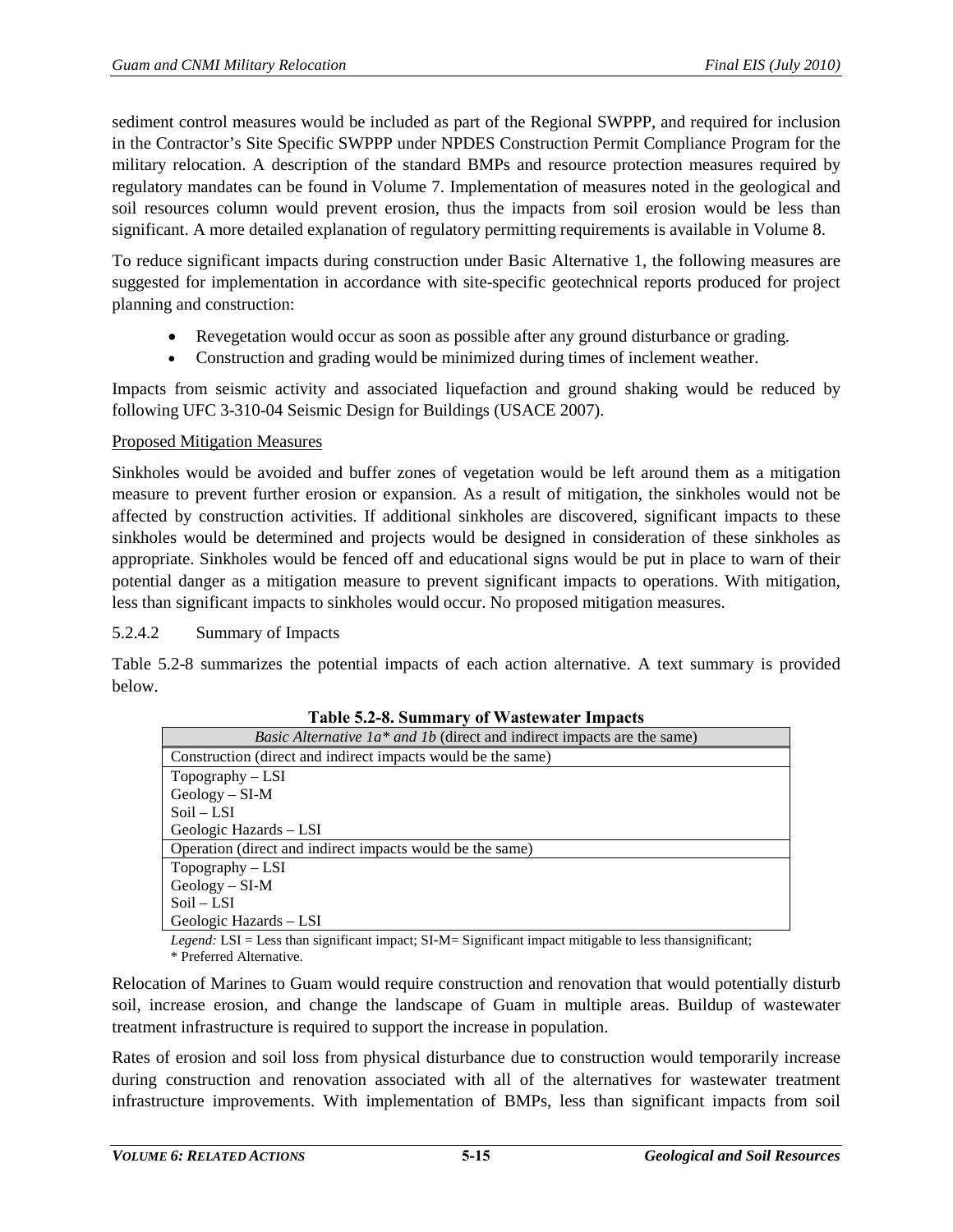sediment control measures would be included as part of the Regional SWPPP, and required for inclusion in the Contractor's Site Specific SWPPP under NPDES Construction Permit Compliance Program for the military relocation. A description of the standard BMPs and resource protection measures required by regulatory mandates can be found in Volume 7. Implementation of measures noted in the geological and soil resources column would prevent erosion, thus the impacts from soil erosion would be less than significant. A more detailed explanation of regulatory permitting requirements is available in Volume 8.

To reduce significant impacts during construction under Basic Alternative 1, the following measures are suggested for implementation in accordance with site-specific geotechnical reports produced for project planning and construction:

- Revegetation would occur as soon as possible after any ground disturbance or grading.
- Construction and grading would be minimized during times of inclement weather.

Impacts from seismic activity and associated liquefaction and ground shaking would be reduced by following UFC 3-310-04 Seismic Design for Buildings (USACE 2007).

Proposed Mitigation Measures

Sinkholes would be avoided and buffer zones of vegetation would be left around them as a mitigation measure to prevent further erosion or expansion. As a result of mitigation, the sinkholes would not be affected by construction activities. If additional sinkholes are discovered, significant impacts to these sinkholes would be determined and projects would be designed in consideration of these sinkholes as appropriate. Sinkholes would be fenced off and educational signs would be put in place to warn of their potential danger as a mitigation measure to prevent significant impacts to operations. With mitigation, less than significant impacts to sinkholes would occur. No proposed mitigation measures.

### 5.2.4.2 Summary of Impacts

Table 5.2-8 summarizes the potential impacts of each action alternative. A text summary is provided below.

**Table 5.2-8. Summary of Wastewater Impacts**

| *Basic Alternative 1a\* and 1b* (direct and indirect impacts are the same) |
|---|
| Construction (direct and indirect impacts would be the same) |
| Topography – LSI<br>Geology – SI-M<br>Soil – LSI<br>Geologic Hazards – LSI |
| Operation (direct and indirect impacts would be the same) |
| Topography – LSI<br>Geology – SI-M<br>Soil – LSI<br>Geologic Hazards – LSI |

*Legend:* LSI = Less than significant impact; SI-M= Significant impact mitigable to less thansignificant;
\* Preferred Alternative.

Relocation of Marines to Guam would require construction and renovation that would potentially disturb soil, increase erosion, and change the landscape of Guam in multiple areas. Buildup of wastewater treatment infrastructure is required to support the increase in population.

Rates of erosion and soil loss from physical disturbance due to construction would temporarily increase during construction and renovation associated with all of the alternatives for wastewater treatment infrastructure improvements. With implementation of BMPs, less than significant impacts from soil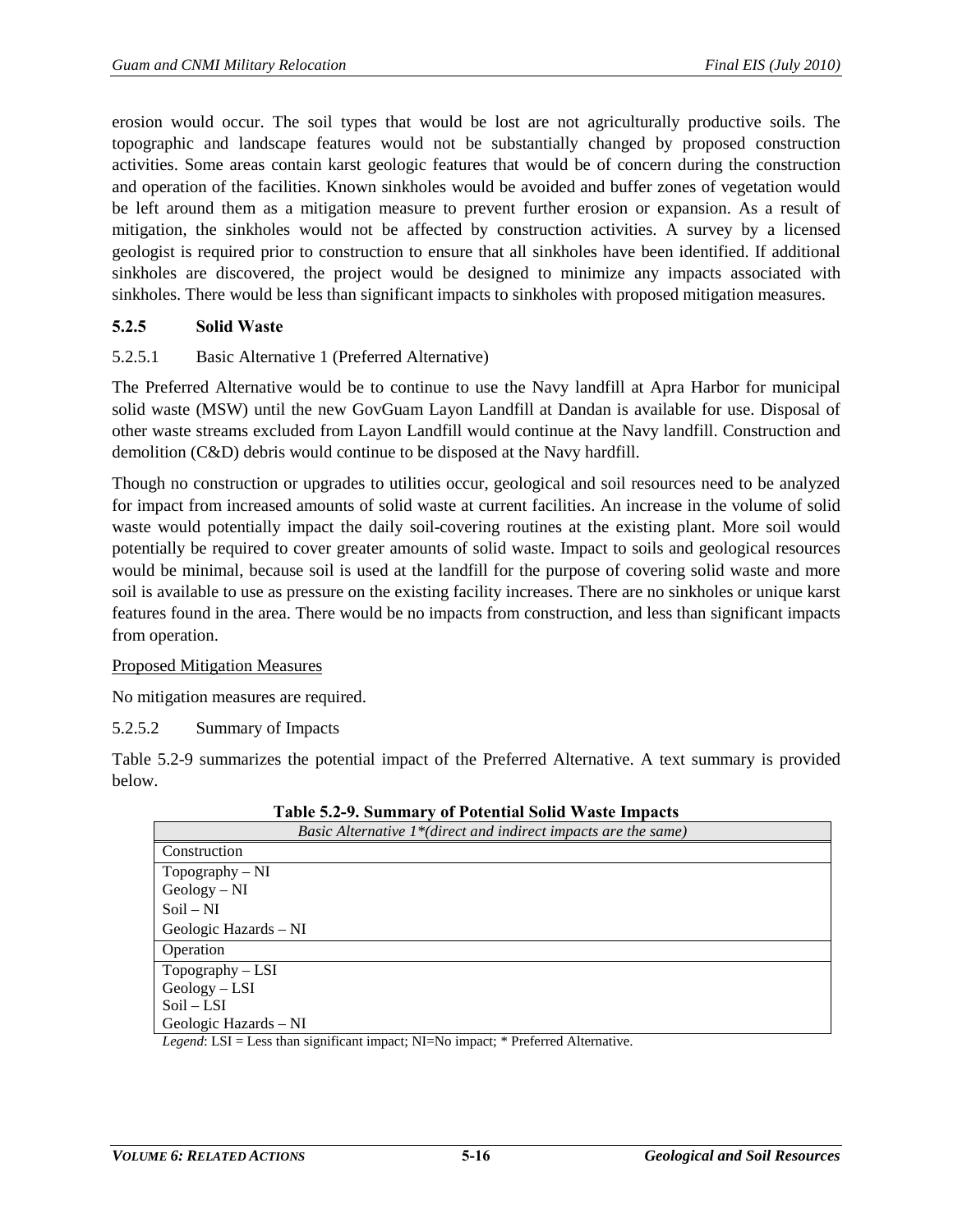erosion would occur. The soil types that would be lost are not agriculturally productive soils. The topographic and landscape features would not be substantially changed by proposed construction activities. Some areas contain karst geologic features that would be of concern during the construction and operation of the facilities. Known sinkholes would be avoided and buffer zones of vegetation would be left around them as a mitigation measure to prevent further erosion or expansion. As a result of mitigation, the sinkholes would not be affected by construction activities. A survey by a licensed geologist is required prior to construction to ensure that all sinkholes have been identified. If additional sinkholes are discovered, the project would be designed to minimize any impacts associated with sinkholes. There would be less than significant impacts to sinkholes with proposed mitigation measures.

### 5.2.5 Solid Waste

#### 5.2.5.1 Basic Alternative 1 (Preferred Alternative)

The Preferred Alternative would be to continue to use the Navy landfill at Apra Harbor for municipal solid waste (MSW) until the new GovGuam Layon Landfill at Dandan is available for use. Disposal of other waste streams excluded from Layon Landfill would continue at the Navy landfill. Construction and demolition (C&D) debris would continue to be disposed at the Navy hardfill.

Though no construction or upgrades to utilities occur, geological and soil resources need to be analyzed for impact from increased amounts of solid waste at current facilities. An increase in the volume of solid waste would potentially impact the daily soil-covering routines at the existing plant. More soil would potentially be required to cover greater amounts of solid waste. Impact to soils and geological resources would be minimal, because soil is used at the landfill for the purpose of covering solid waste and more soil is available to use as pressure on the existing facility increases. There are no sinkholes or unique karst features found in the area. There would be no impacts from construction, and less than significant impacts from operation.

<u>Proposed Mitigation Measures</u>

No mitigation measures are required.

#### 5.2.5.2 Summary of Impacts

Table 5.2-9 summarizes the potential impact of the Preferred Alternative. A text summary is provided below.

**Table 5.2-9. Summary of Potential Solid Waste Impacts**

| *Basic Alternative 1\*(direct and indirect impacts are the same)* |
|---|
| Construction |
| Topography – NI<br>Geology – NI<br>Soil – NI<br>Geologic Hazards – NI |
| Operation |
| Topography – LSI<br>Geology – LSI<br>Soil – LSI<br>Geologic Hazards – NI |

*Legend*: LSI = Less than significant impact; NI=No impact; * Preferred Alternative.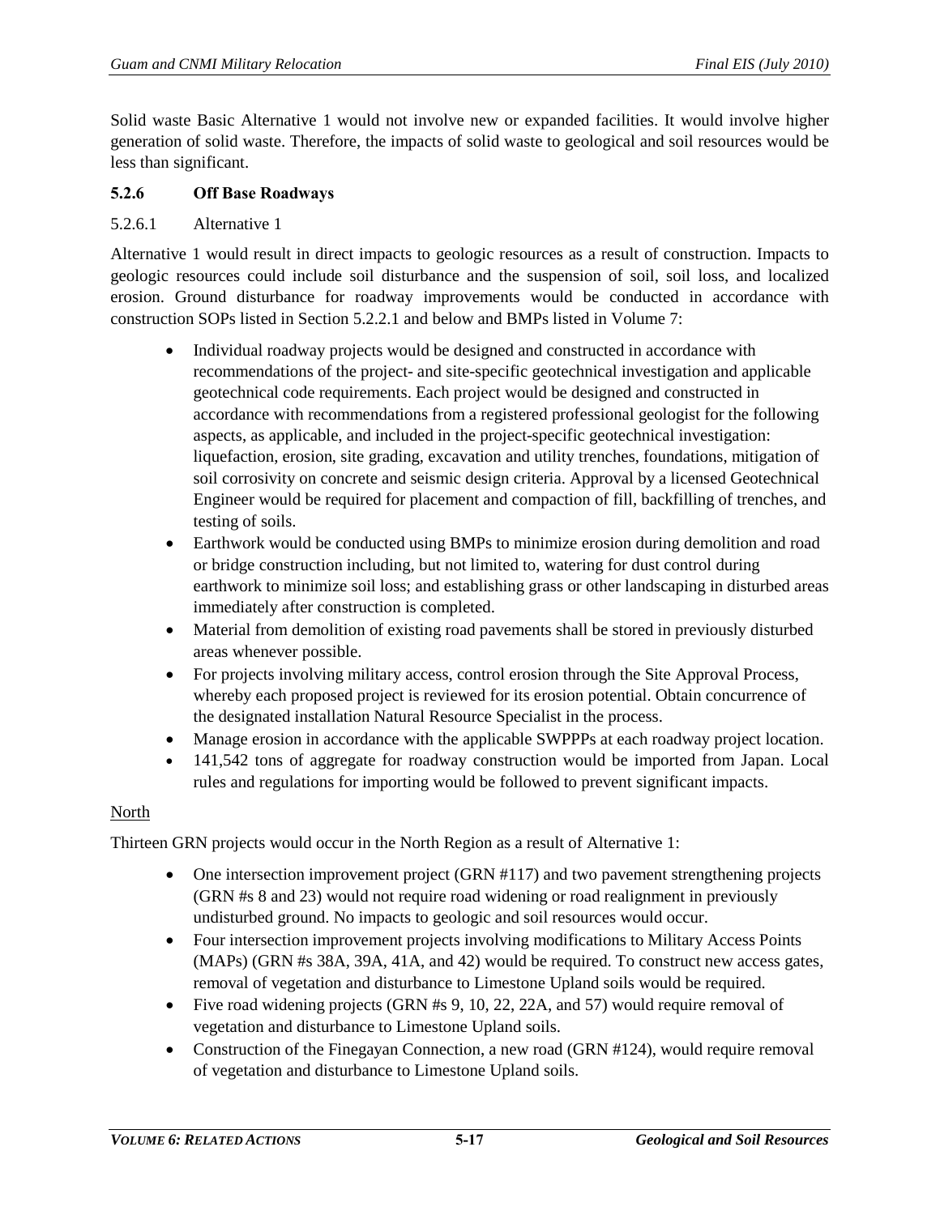Solid waste Basic Alternative 1 would not involve new or expanded facilities. It would involve higher generation of solid waste. Therefore, the impacts of solid waste to geological and soil resources would be less than significant.

### 5.2.6 Off Base Roadways

#### 5.2.6.1 Alternative 1

Alternative 1 would result in direct impacts to geologic resources as a result of construction. Impacts to geologic resources could include soil disturbance and the suspension of soil, soil loss, and localized erosion. Ground disturbance for roadway improvements would be conducted in accordance with construction SOPs listed in Section 5.2.2.1 and below and BMPs listed in Volume 7:

- Individual roadway projects would be designed and constructed in accordance with recommendations of the project- and site-specific geotechnical investigation and applicable geotechnical code requirements. Each project would be designed and constructed in accordance with recommendations from a registered professional geologist for the following aspects, as applicable, and included in the project-specific geotechnical investigation: liquefaction, erosion, site grading, excavation and utility trenches, foundations, mitigation of soil corrosivity on concrete and seismic design criteria. Approval by a licensed Geotechnical Engineer would be required for placement and compaction of fill, backfilling of trenches, and testing of soils.
- Earthwork would be conducted using BMPs to minimize erosion during demolition and road or bridge construction including, but not limited to, watering for dust control during earthwork to minimize soil loss; and establishing grass or other landscaping in disturbed areas immediately after construction is completed.
- Material from demolition of existing road pavements shall be stored in previously disturbed areas whenever possible.
- For projects involving military access, control erosion through the Site Approval Process, whereby each proposed project is reviewed for its erosion potential. Obtain concurrence of the designated installation Natural Resource Specialist in the process.
- Manage erosion in accordance with the applicable SWPPPs at each roadway project location.
- 141,542 tons of aggregate for roadway construction would be imported from Japan. Local rules and regulations for importing would be followed to prevent significant impacts.

<u>North</u>

Thirteen GRN projects would occur in the North Region as a result of Alternative 1:

- One intersection improvement project (GRN #117) and two pavement strengthening projects (GRN #s 8 and 23) would not require road widening or road realignment in previously undisturbed ground. No impacts to geologic and soil resources would occur.
- Four intersection improvement projects involving modifications to Military Access Points (MAPs) (GRN #s 38A, 39A, 41A, and 42) would be required. To construct new access gates, removal of vegetation and disturbance to Limestone Upland soils would be required.
- Five road widening projects (GRN #s 9, 10, 22, 22A, and 57) would require removal of vegetation and disturbance to Limestone Upland soils.
- Construction of the Finegayan Connection, a new road (GRN #124), would require removal of vegetation and disturbance to Limestone Upland soils.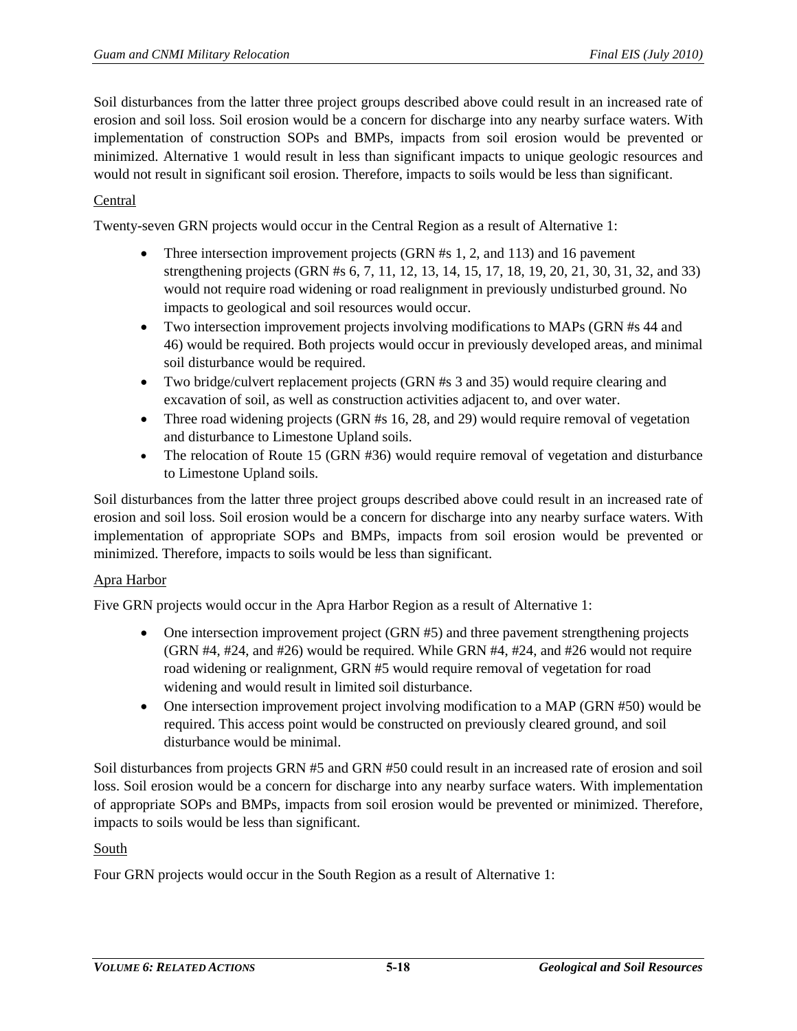Soil disturbances from the latter three project groups described above could result in an increased rate of erosion and soil loss. Soil erosion would be a concern for discharge into any nearby surface waters. With implementation of construction SOPs and BMPs, impacts from soil erosion would be prevented or minimized. Alternative 1 would result in less than significant impacts to unique geologic resources and would not result in significant soil erosion. Therefore, impacts to soils would be less than significant.

Central

Twenty-seven GRN projects would occur in the Central Region as a result of Alternative 1:

- Three intersection improvement projects (GRN #s 1, 2, and 113) and 16 pavement strengthening projects (GRN #s 6, 7, 11, 12, 13, 14, 15, 17, 18, 19, 20, 21, 30, 31, 32, and 33) would not require road widening or road realignment in previously undisturbed ground. No impacts to geological and soil resources would occur.
- Two intersection improvement projects involving modifications to MAPs (GRN #s 44 and 46) would be required. Both projects would occur in previously developed areas, and minimal soil disturbance would be required.
- Two bridge/culvert replacement projects (GRN #s 3 and 35) would require clearing and excavation of soil, as well as construction activities adjacent to, and over water.
- Three road widening projects (GRN #s 16, 28, and 29) would require removal of vegetation and disturbance to Limestone Upland soils.
- The relocation of Route 15 (GRN #36) would require removal of vegetation and disturbance to Limestone Upland soils.

Soil disturbances from the latter three project groups described above could result in an increased rate of erosion and soil loss. Soil erosion would be a concern for discharge into any nearby surface waters. With implementation of appropriate SOPs and BMPs, impacts from soil erosion would be prevented or minimized. Therefore, impacts to soils would be less than significant.

Apra Harbor

Five GRN projects would occur in the Apra Harbor Region as a result of Alternative 1:

- One intersection improvement project (GRN #5) and three pavement strengthening projects (GRN #4, #24, and #26) would be required. While GRN #4, #24, and #26 would not require road widening or realignment, GRN #5 would require removal of vegetation for road widening and would result in limited soil disturbance.
- One intersection improvement project involving modification to a MAP (GRN #50) would be required. This access point would be constructed on previously cleared ground, and soil disturbance would be minimal.

Soil disturbances from projects GRN #5 and GRN #50 could result in an increased rate of erosion and soil loss. Soil erosion would be a concern for discharge into any nearby surface waters. With implementation of appropriate SOPs and BMPs, impacts from soil erosion would be prevented or minimized. Therefore, impacts to soils would be less than significant.

South

Four GRN projects would occur in the South Region as a result of Alternative 1: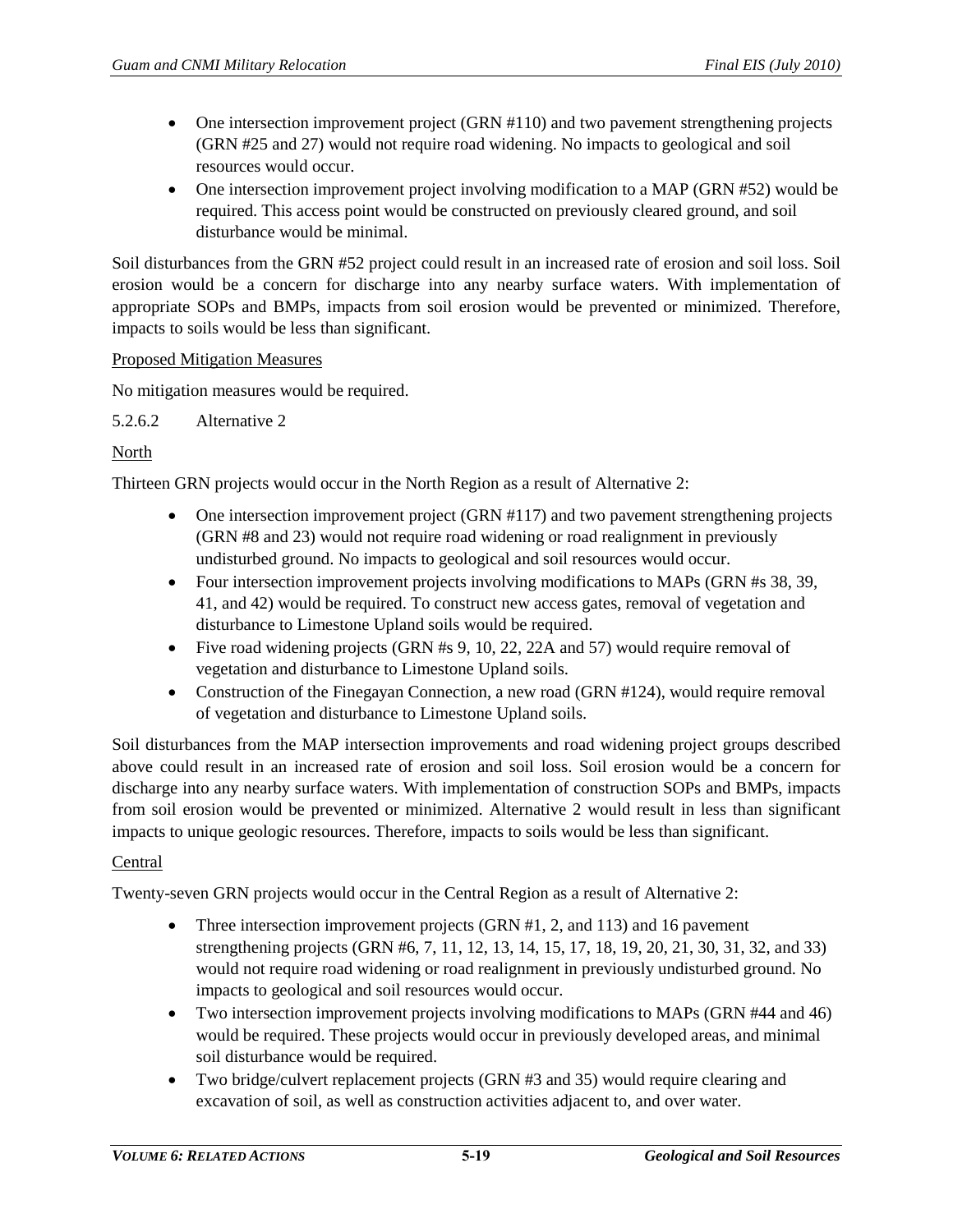- One intersection improvement project (GRN #110) and two pavement strengthening projects (GRN #25 and 27) would not require road widening. No impacts to geological and soil resources would occur.
- One intersection improvement project involving modification to a MAP (GRN #52) would be required. This access point would be constructed on previously cleared ground, and soil disturbance would be minimal.

Soil disturbances from the GRN #52 project could result in an increased rate of erosion and soil loss. Soil erosion would be a concern for discharge into any nearby surface waters. With implementation of appropriate SOPs and BMPs, impacts from soil erosion would be prevented or minimized. Therefore, impacts to soils would be less than significant.

Proposed Mitigation Measures

No mitigation measures would be required.

5.2.6.2 Alternative 2

North

Thirteen GRN projects would occur in the North Region as a result of Alternative 2:

- One intersection improvement project (GRN #117) and two pavement strengthening projects (GRN #8 and 23) would not require road widening or road realignment in previously undisturbed ground. No impacts to geological and soil resources would occur.
- Four intersection improvement projects involving modifications to MAPs (GRN #s 38, 39, 41, and 42) would be required. To construct new access gates, removal of vegetation and disturbance to Limestone Upland soils would be required.
- Five road widening projects (GRN #s 9, 10, 22, 22A and 57) would require removal of vegetation and disturbance to Limestone Upland soils.
- Construction of the Finegayan Connection, a new road (GRN #124), would require removal of vegetation and disturbance to Limestone Upland soils.

Soil disturbances from the MAP intersection improvements and road widening project groups described above could result in an increased rate of erosion and soil loss. Soil erosion would be a concern for discharge into any nearby surface waters. With implementation of construction SOPs and BMPs, impacts from soil erosion would be prevented or minimized. Alternative 2 would result in less than significant impacts to unique geologic resources. Therefore, impacts to soils would be less than significant.

Central

Twenty-seven GRN projects would occur in the Central Region as a result of Alternative 2:

- Three intersection improvement projects (GRN #1, 2, and 113) and 16 pavement strengthening projects (GRN #6, 7, 11, 12, 13, 14, 15, 17, 18, 19, 20, 21, 30, 31, 32, and 33) would not require road widening or road realignment in previously undisturbed ground. No impacts to geological and soil resources would occur.
- Two intersection improvement projects involving modifications to MAPs (GRN #44 and 46) would be required. These projects would occur in previously developed areas, and minimal soil disturbance would be required.
- Two bridge/culvert replacement projects (GRN #3 and 35) would require clearing and excavation of soil, as well as construction activities adjacent to, and over water.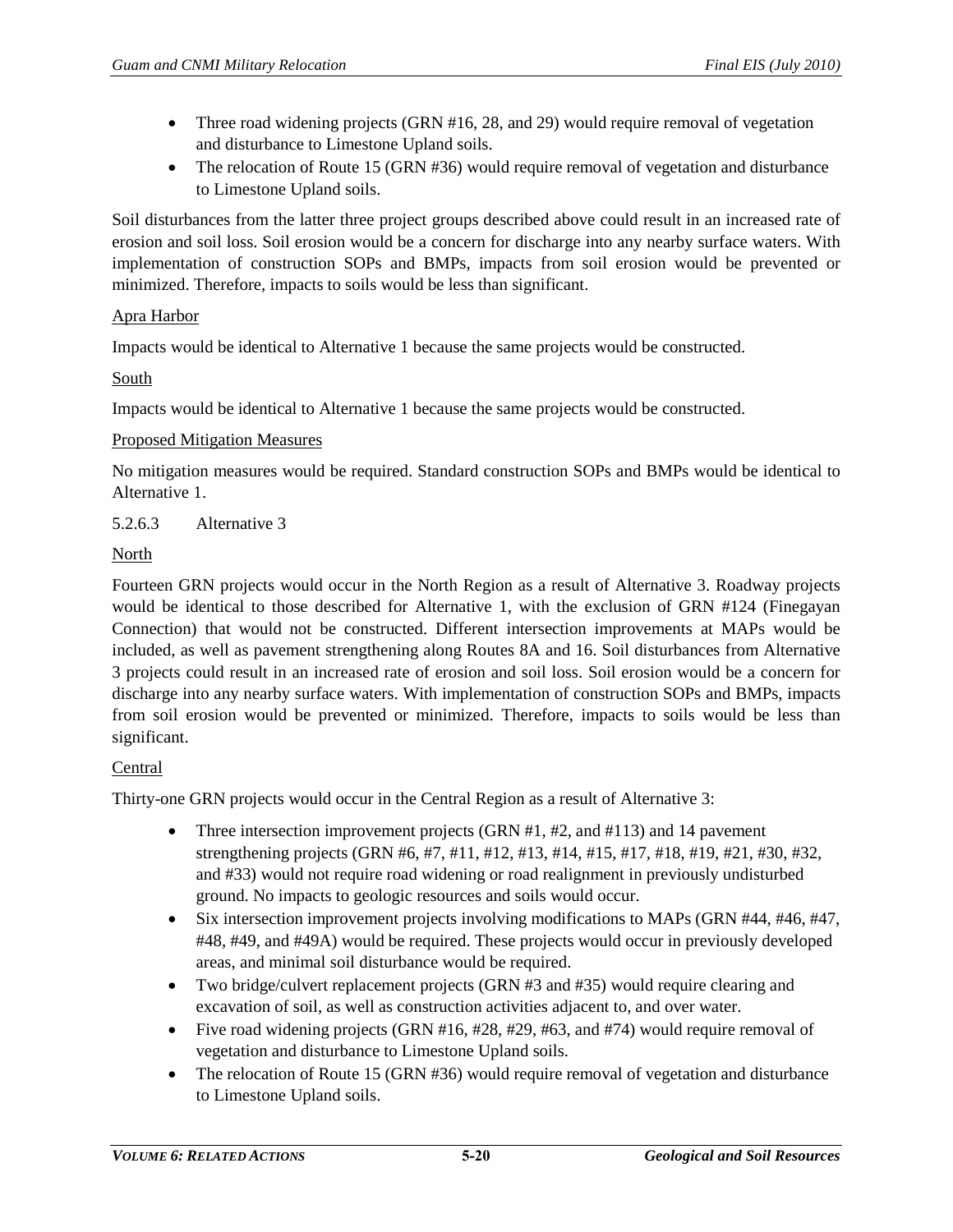- Three road widening projects (GRN #16, 28, and 29) would require removal of vegetation and disturbance to Limestone Upland soils.
- The relocation of Route 15 (GRN #36) would require removal of vegetation and disturbance to Limestone Upland soils.

Soil disturbances from the latter three project groups described above could result in an increased rate of erosion and soil loss. Soil erosion would be a concern for discharge into any nearby surface waters. With implementation of construction SOPs and BMPs, impacts from soil erosion would be prevented or minimized. Therefore, impacts to soils would be less than significant.

Apra Harbor

Impacts would be identical to Alternative 1 because the same projects would be constructed.

South

Impacts would be identical to Alternative 1 because the same projects would be constructed.

Proposed Mitigation Measures

No mitigation measures would be required. Standard construction SOPs and BMPs would be identical to Alternative 1.

#### 5.2.6.3 Alternative 3

North

Fourteen GRN projects would occur in the North Region as a result of Alternative 3. Roadway projects would be identical to those described for Alternative 1, with the exclusion of GRN #124 (Finegayan Connection) that would not be constructed. Different intersection improvements at MAPs would be included, as well as pavement strengthening along Routes 8A and 16. Soil disturbances from Alternative 3 projects could result in an increased rate of erosion and soil loss. Soil erosion would be a concern for discharge into any nearby surface waters. With implementation of construction SOPs and BMPs, impacts from soil erosion would be prevented or minimized. Therefore, impacts to soils would be less than significant.

Central

Thirty-one GRN projects would occur in the Central Region as a result of Alternative 3:

- Three intersection improvement projects (GRN #1, #2, and #113) and 14 pavement strengthening projects (GRN #6, #7, #11, #12, #13, #14, #15, #17, #18, #19, #21, #30, #32, and #33) would not require road widening or road realignment in previously undisturbed ground. No impacts to geologic resources and soils would occur.
- Six intersection improvement projects involving modifications to MAPs (GRN #44, #46, #47, #48, #49, and #49A) would be required. These projects would occur in previously developed areas, and minimal soil disturbance would be required.
- Two bridge/culvert replacement projects (GRN #3 and #35) would require clearing and excavation of soil, as well as construction activities adjacent to, and over water.
- Five road widening projects (GRN #16, #28, #29, #63, and #74) would require removal of vegetation and disturbance to Limestone Upland soils.
- The relocation of Route 15 (GRN #36) would require removal of vegetation and disturbance to Limestone Upland soils.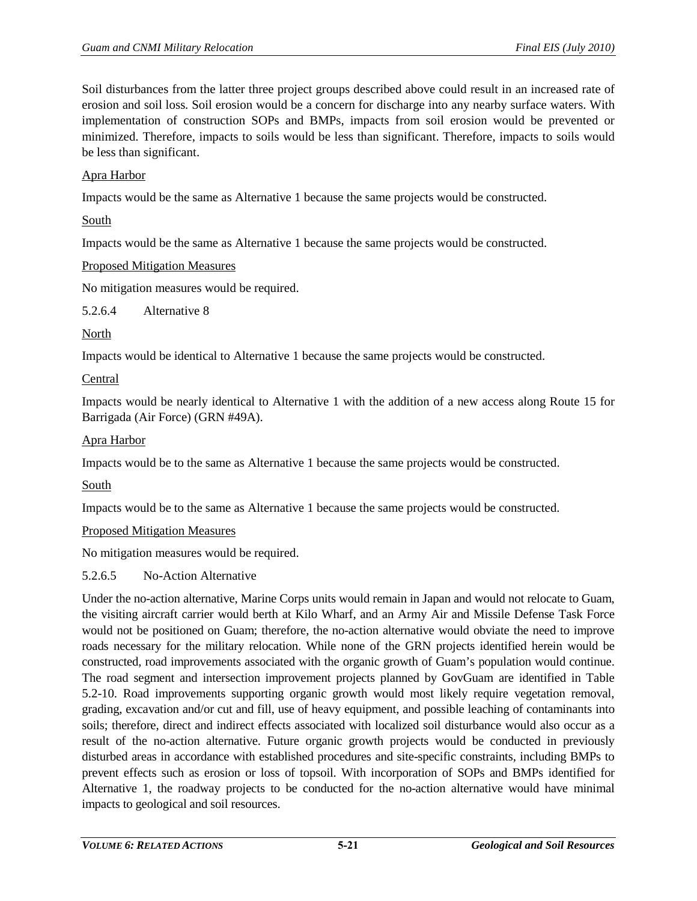Soil disturbances from the latter three project groups described above could result in an increased rate of erosion and soil loss. Soil erosion would be a concern for discharge into any nearby surface waters. With implementation of construction SOPs and BMPs, impacts from soil erosion would be prevented or minimized. Therefore, impacts to soils would be less than significant. Therefore, impacts to soils would be less than significant.

Apra Harbor

Impacts would be the same as Alternative 1 because the same projects would be constructed.

South

Impacts would be the same as Alternative 1 because the same projects would be constructed.

Proposed Mitigation Measures

No mitigation measures would be required.

#### 5.2.6.4 Alternative 8

North

Impacts would be identical to Alternative 1 because the same projects would be constructed.

Central

Impacts would be nearly identical to Alternative 1 with the addition of a new access along Route 15 for Barrigada (Air Force) (GRN #49A).

Apra Harbor

Impacts would be to the same as Alternative 1 because the same projects would be constructed.

South

Impacts would be to the same as Alternative 1 because the same projects would be constructed.

Proposed Mitigation Measures

No mitigation measures would be required.

#### 5.2.6.5 No-Action Alternative

Under the no-action alternative, Marine Corps units would remain in Japan and would not relocate to Guam, the visiting aircraft carrier would berth at Kilo Wharf, and an Army Air and Missile Defense Task Force would not be positioned on Guam; therefore, the no-action alternative would obviate the need to improve roads necessary for the military relocation. While none of the GRN projects identified herein would be constructed, road improvements associated with the organic growth of Guam's population would continue. The road segment and intersection improvement projects planned by GovGuam are identified in Table 5.2-10. Road improvements supporting organic growth would most likely require vegetation removal, grading, excavation and/or cut and fill, use of heavy equipment, and possible leaching of contaminants into soils; therefore, direct and indirect effects associated with localized soil disturbance would also occur as a result of the no-action alternative. Future organic growth projects would be conducted in previously disturbed areas in accordance with established procedures and site-specific constraints, including BMPs to prevent effects such as erosion or loss of topsoil. With incorporation of SOPs and BMPs identified for Alternative 1, the roadway projects to be conducted for the no-action alternative would have minimal impacts to geological and soil resources.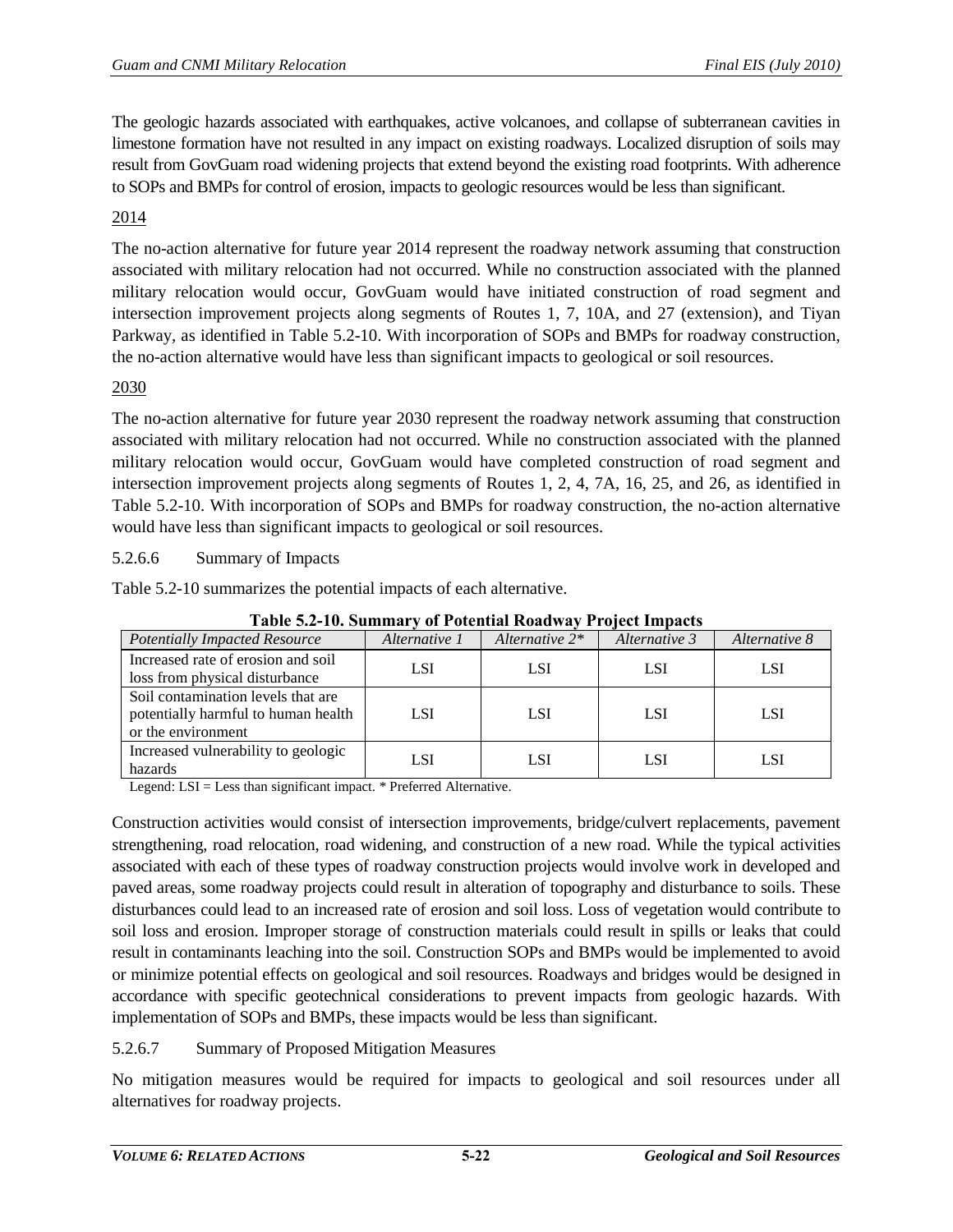The geologic hazards associated with earthquakes, active volcanoes, and collapse of subterranean cavities in limestone formation have not resulted in any impact on existing roadways. Localized disruption of soils may result from GovGuam road widening projects that extend beyond the existing road footprints. With adherence to SOPs and BMPs for control of erosion, impacts to geologic resources would be less than significant.

2014

The no-action alternative for future year 2014 represent the roadway network assuming that construction associated with military relocation had not occurred. While no construction associated with the planned military relocation would occur, GovGuam would have initiated construction of road segment and intersection improvement projects along segments of Routes 1, 7, 10A, and 27 (extension), and Tiyan Parkway, as identified in Table 5.2-10. With incorporation of SOPs and BMPs for roadway construction, the no-action alternative would have less than significant impacts to geological or soil resources.

2030

The no-action alternative for future year 2030 represent the roadway network assuming that construction associated with military relocation had not occurred. While no construction associated with the planned military relocation would occur, GovGuam would have completed construction of road segment and intersection improvement projects along segments of Routes 1, 2, 4, 7A, 16, 25, and 26, as identified in Table 5.2-10. With incorporation of SOPs and BMPs for roadway construction, the no-action alternative would have less than significant impacts to geological or soil resources.

### 5.2.6.6 Summary of Impacts

Table 5.2-10 summarizes the potential impacts of each alternative.

**Table 5.2-10. Summary of Potential Roadway Project Impacts**

| *Potentially Impacted Resource* | *Alternative 1* | *Alternative 2** | *Alternative 3* | *Alternative 8* |
|---|---|---|---|---|
| Increased rate of erosion and soil loss from physical disturbance | LSI | LSI | LSI | LSI |
| Soil contamination levels that are potentially harmful to human health or the environment | LSI | LSI | LSI | LSI |
| Increased vulnerability to geologic hazards | LSI | LSI | LSI | LSI |

Legend: LSI = Less than significant impact. * Preferred Alternative.

Construction activities would consist of intersection improvements, bridge/culvert replacements, pavement strengthening, road relocation, road widening, and construction of a new road. While the typical activities associated with each of these types of roadway construction projects would involve work in developed and paved areas, some roadway projects could result in alteration of topography and disturbance to soils. These disturbances could lead to an increased rate of erosion and soil loss. Loss of vegetation would contribute to soil loss and erosion. Improper storage of construction materials could result in spills or leaks that could result in contaminants leaching into the soil. Construction SOPs and BMPs would be implemented to avoid or minimize potential effects on geological and soil resources. Roadways and bridges would be designed in accordance with specific geotechnical considerations to prevent impacts from geologic hazards. With implementation of SOPs and BMPs, these impacts would be less than significant.

### 5.2.6.7 Summary of Proposed Mitigation Measures

No mitigation measures would be required for impacts to geological and soil resources under all alternatives for roadway projects.